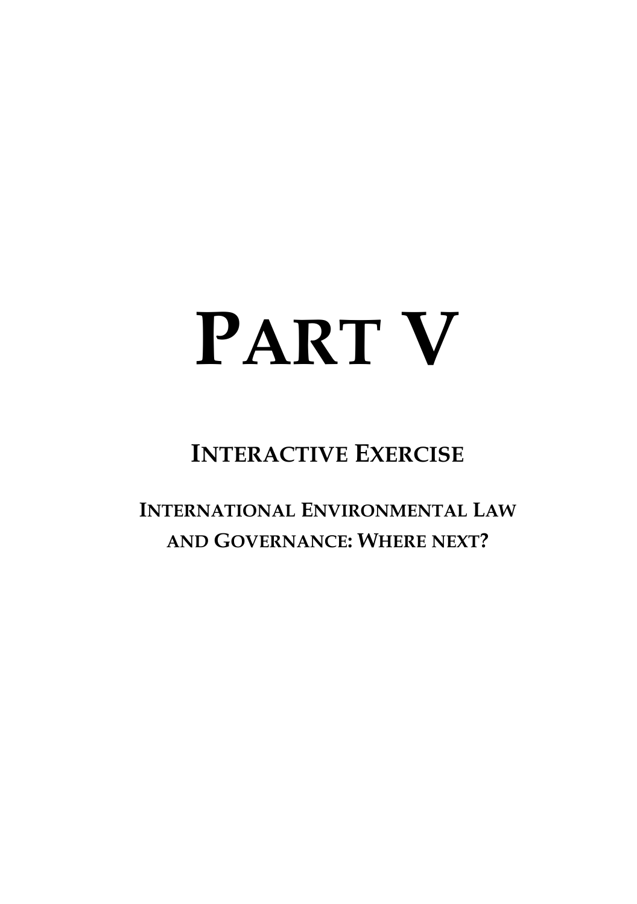# PART V

## INTERACTIVE EXERCISE

### INTERNATIONAL ENVIRONMENTAL LAW AND GOVERNANCE: WHERE NEXT?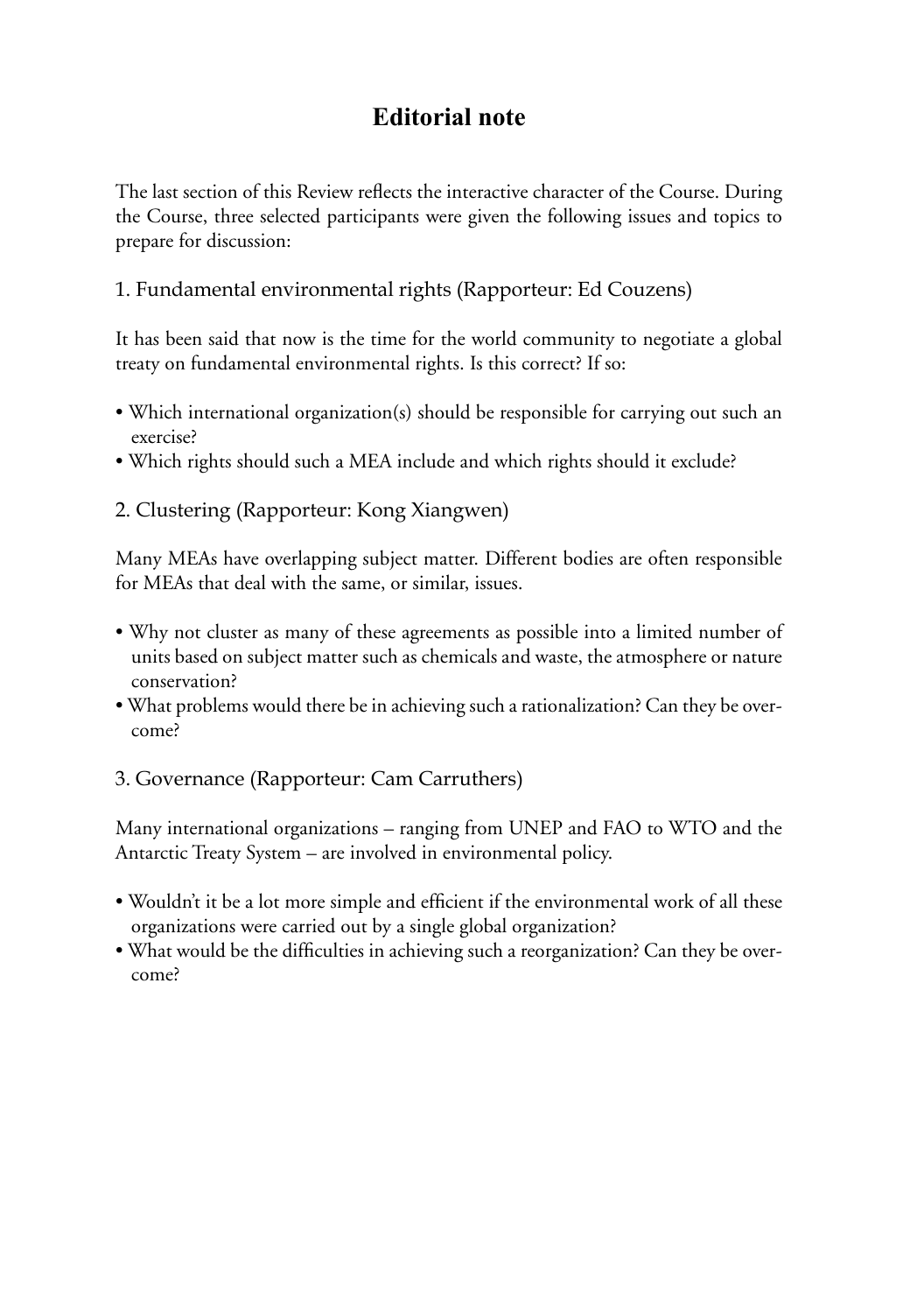# Editorial note

The last section of this Review reflects the interactive character of the Course. During the Course, three selected participants were given the following issues and topics to prepare for discussion:

1. Fundamental environmental rights (Rapporteur: Ed Couzens)

It has been said that now is the time for the world community to negotiate a global treaty on fundamental environmental rights. Is this correct? If so:

- Which international organization(s) should be responsible for carrying out such an exercise?
- Which rights should such a MEA include and which rights should it exclude?

2. Clustering (Rapporteur: Kong Xiangwen)

Many MEAs have overlapping subject matter. Different bodies are often responsible for MEAs that deal with the same, or similar, issues.

- Why not cluster as many of these agreements as possible into a limited number of units based on subject matter such as chemicals and waste, the atmosphere or nature conservation?
- What problems would there be in achieving such a rationalization? Can they be overcome?

3. Governance (Rapporteur: Cam Carruthers)

Many international organizations – ranging from UNEP and FAO to WTO and the Antarctic Treaty System – are involved in environmental policy.

- Wouldn't it be a lot more simple and efficient if the environmental work of all these organizations were carried out by a single global organization?
- What would be the difficulties in achieving such a reorganization? Can they be overcome?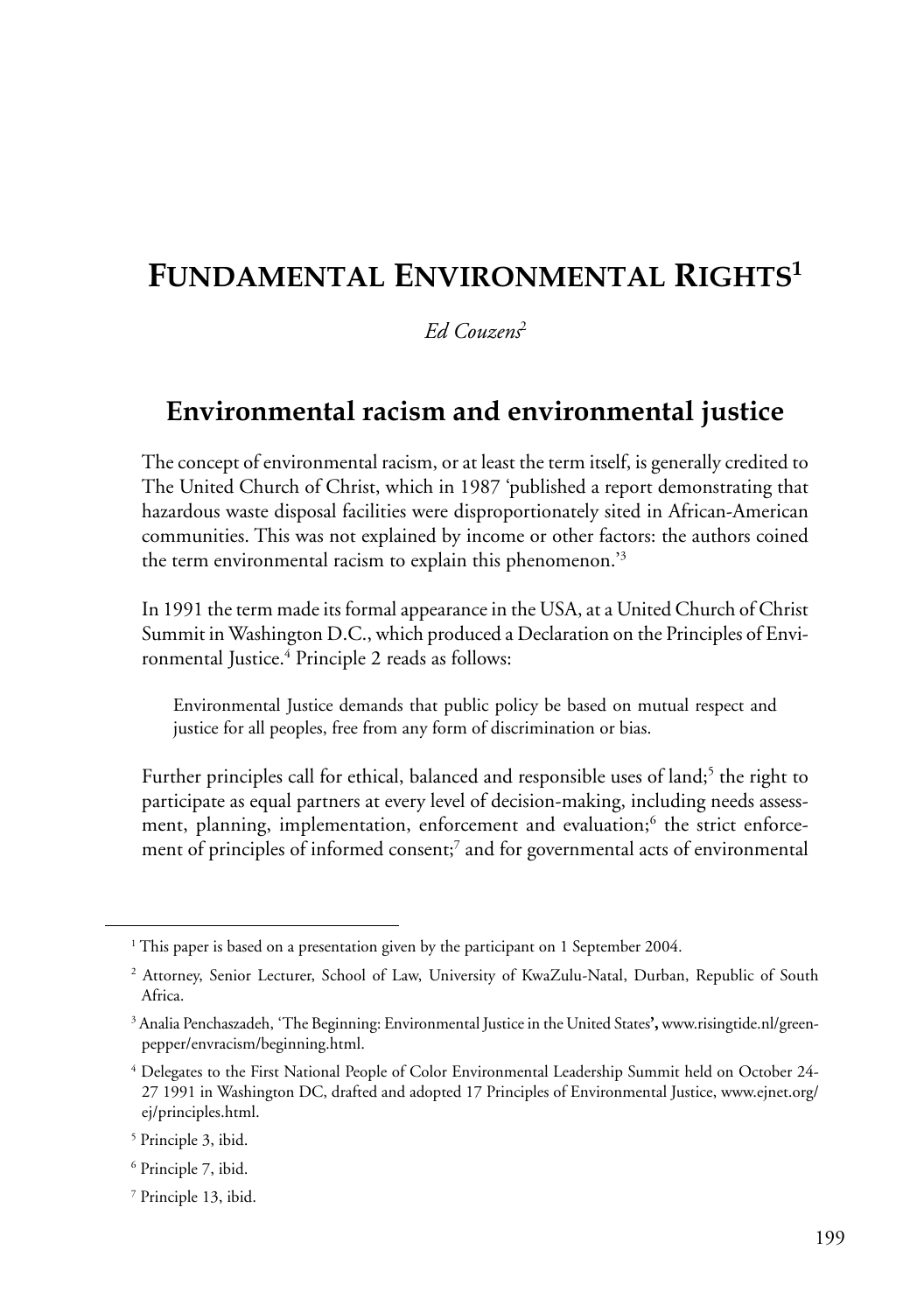# Fundamental Environmental Rights[1]

*Ed Couzens*[2]

## Environmental racism and environmental justice

The concept of environmental racism, or at least the term itself, is generally credited to The United Church of Christ, which in 1987 'published a report demonstrating that hazardous waste disposal facilities were disproportionately sited in African-American communities. This was not explained by income or other factors: the authors coined the term environmental racism to explain this phenomenon.'[3]

In 1991 the term made its formal appearance in the USA, at a United Church of Christ Summit in Washington D.C., which produced a Declaration on the Principles of Environmental Justice.[4] Principle 2 reads as follows:

> Environmental Justice demands that public policy be based on mutual respect and justice for all peoples, free from any form of discrimination or bias.

Further principles call for ethical, balanced and responsible uses of land;[5] the right to participate as equal partners at every level of decision-making, including needs assessment, planning, implementation, enforcement and evaluation;[6] the strict enforcement of principles of informed consent;[7] and for governmental acts of environmental

---

[1] This paper is based on a presentation given by the participant on 1 September 2004.

[2] Attorney, Senior Lecturer, School of Law, University of KwaZulu-Natal, Durban, Republic of South Africa.

[3] Analia Penchaszadeh, 'The Beginning: Environmental Justice in the United States**',** www.risingtide.nl/greenpepper/envracism/beginning.html.

[4] Delegates to the First National People of Color Environmental Leadership Summit held on October 24-27 1991 in Washington DC, drafted and adopted 17 Principles of Environmental Justice, www.ejnet.org/ej/principles.html.

[5] Principle 3, ibid.

[6] Principle 7, ibid.

[7] Principle 13, ibid.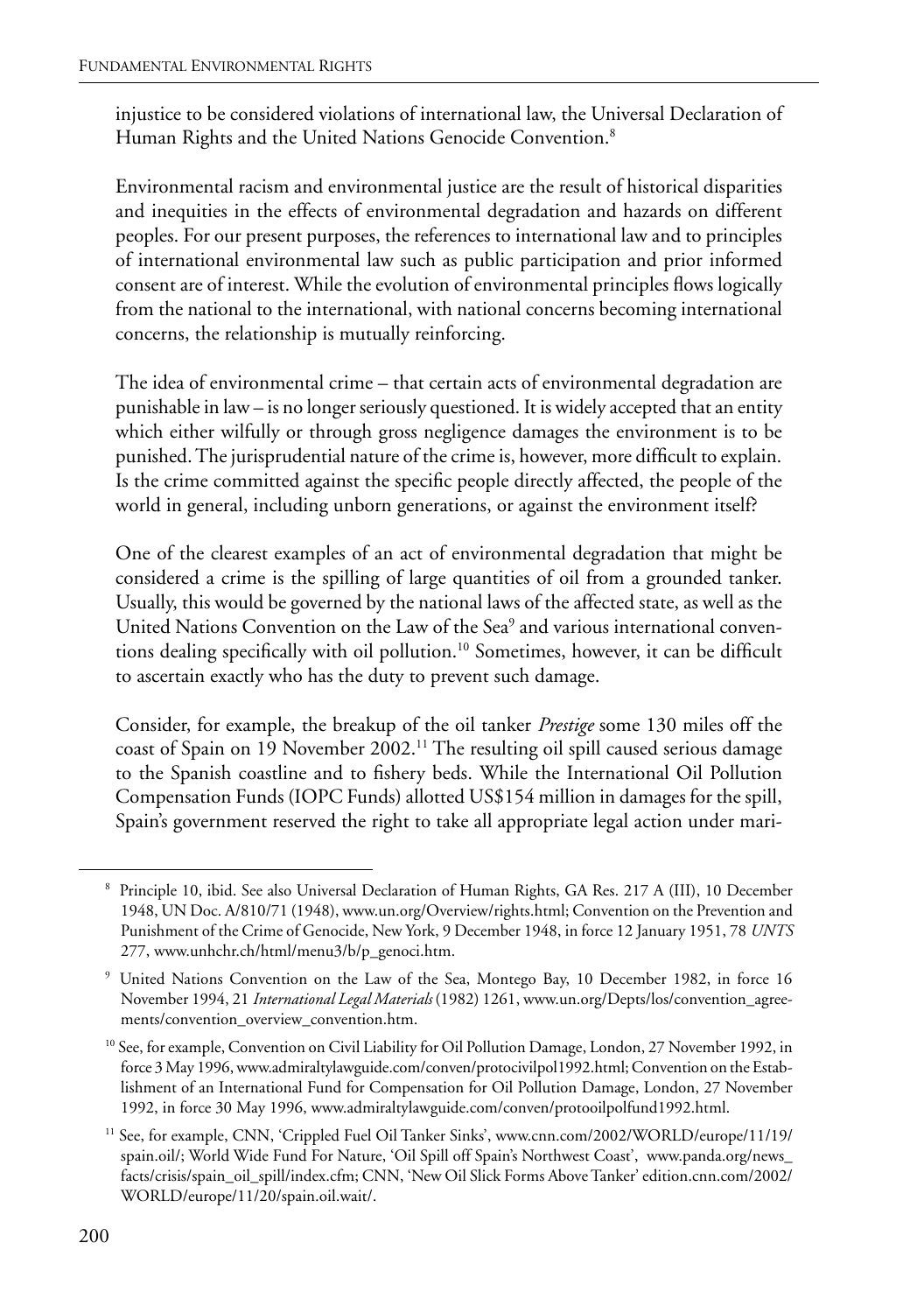injustice to be considered violations of international law, the Universal Declaration of Human Rights and the United Nations Genocide Convention.[8]

Environmental racism and environmental justice are the result of historical disparities and inequities in the effects of environmental degradation and hazards on different peoples. For our present purposes, the references to international law and to principles of international environmental law such as public participation and prior informed consent are of interest. While the evolution of environmental principles flows logically from the national to the international, with national concerns becoming international concerns, the relationship is mutually reinforcing.

The idea of environmental crime – that certain acts of environmental degradation are punishable in law – is no longer seriously questioned. It is widely accepted that an entity which either wilfully or through gross negligence damages the environment is to be punished. The jurisprudential nature of the crime is, however, more difficult to explain. Is the crime committed against the specific people directly affected, the people of the world in general, including unborn generations, or against the environment itself?

One of the clearest examples of an act of environmental degradation that might be considered a crime is the spilling of large quantities of oil from a grounded tanker. Usually, this would be governed by the national laws of the affected state, as well as the United Nations Convention on the Law of the Sea[9] and various international conventions dealing specifically with oil pollution.[10] Sometimes, however, it can be difficult to ascertain exactly who has the duty to prevent such damage.

Consider, for example, the breakup of the oil tanker *Prestige* some 130 miles off the coast of Spain on 19 November 2002.[11] The resulting oil spill caused serious damage to the Spanish coastline and to fishery beds. While the International Oil Pollution Compensation Funds (IOPC Funds) allotted US$154 million in damages for the spill, Spain's government reserved the right to take all appropriate legal action under mari-

---

[8] Principle 10, ibid. See also Universal Declaration of Human Rights, GA Res. 217 A (III), 10 December 1948, UN Doc. A/810/71 (1948), www.un.org/Overview/rights.html; Convention on the Prevention and Punishment of the Crime of Genocide, New York, 9 December 1948, in force 12 January 1951, 78 *UNTS* 277, www.unhchr.ch/html/menu3/b/p_genoci.htm.

[9] United Nations Convention on the Law of the Sea, Montego Bay, 10 December 1982, in force 16 November 1994, 21 *International Legal Materials* (1982) 1261, www.un.org/Depts/los/convention_agreements/convention_overview_convention.htm.

[10] See, for example, Convention on Civil Liability for Oil Pollution Damage, London, 27 November 1992, in force 3 May 1996, www.admiraltylawguide.com/conven/protocivilpol1992.html; Convention on the Establishment of an International Fund for Compensation for Oil Pollution Damage, London, 27 November 1992, in force 30 May 1996, www.admiraltylawguide.com/conven/protooilpolfund1992.html.

[11] See, for example, CNN, 'Crippled Fuel Oil Tanker Sinks', www.cnn.com/2002/WORLD/europe/11/19/spain.oil/; World Wide Fund For Nature, 'Oil Spill off Spain's Northwest Coast', www.panda.org/news_facts/crisis/spain_oil_spill/index.cfm; CNN, 'New Oil Slick Forms Above Tanker' edition.cnn.com/2002/WORLD/europe/11/20/spain.oil.wait/.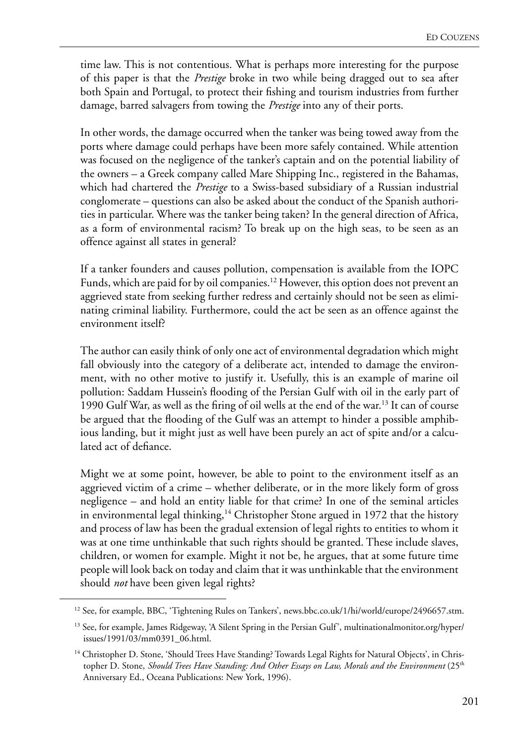time law. This is not contentious. What is perhaps more interesting for the purpose of this paper is that the *Prestige* broke in two while being dragged out to sea after both Spain and Portugal, to protect their fishing and tourism industries from further damage, barred salvagers from towing the *Prestige* into any of their ports.

In other words, the damage occurred when the tanker was being towed away from the ports where damage could perhaps have been more safely contained. While attention was focused on the negligence of the tanker's captain and on the potential liability of the owners – a Greek company called Mare Shipping Inc., registered in the Bahamas, which had chartered the *Prestige* to a Swiss-based subsidiary of a Russian industrial conglomerate – questions can also be asked about the conduct of the Spanish authorities in particular. Where was the tanker being taken? In the general direction of Africa, as a form of environmental racism? To break up on the high seas, to be seen as an offence against all states in general?

If a tanker founders and causes pollution, compensation is available from the IOPC Funds, which are paid for by oil companies.[12] However, this option does not prevent an aggrieved state from seeking further redress and certainly should not be seen as eliminating criminal liability. Furthermore, could the act be seen as an offence against the environment itself?

The author can easily think of only one act of environmental degradation which might fall obviously into the category of a deliberate act, intended to damage the environment, with no other motive to justify it. Usefully, this is an example of marine oil pollution: Saddam Hussein's flooding of the Persian Gulf with oil in the early part of 1990 Gulf War, as well as the firing of oil wells at the end of the war.[13] It can of course be argued that the flooding of the Gulf was an attempt to hinder a possible amphibious landing, but it might just as well have been purely an act of spite and/or a calculated act of defiance.

Might we at some point, however, be able to point to the environment itself as an aggrieved victim of a crime – whether deliberate, or in the more likely form of gross negligence – and hold an entity liable for that crime? In one of the seminal articles in environmental legal thinking,[14] Christopher Stone argued in 1972 that the history and process of law has been the gradual extension of legal rights to entities to whom it was at one time unthinkable that such rights should be granted. These include slaves, children, or women for example. Might it not be, he argues, that at some future time people will look back on today and claim that it was unthinkable that the environment should *not* have been given legal rights?

---

[12] See, for example, BBC, 'Tightening Rules on Tankers', news.bbc.co.uk/1/hi/world/europe/2496657.stm.

[13] See, for example, James Ridgeway, 'A Silent Spring in the Persian Gulf', multinationalmonitor.org/hyper/issues/1991/03/mm0391_06.html.

[14] Christopher D. Stone, 'Should Trees Have Standing? Towards Legal Rights for Natural Objects', in Christopher D. Stone, *Should Trees Have Standing: And Other Essays on Law, Morals and the Environment* (25th Anniversary Ed., Oceana Publications: New York, 1996).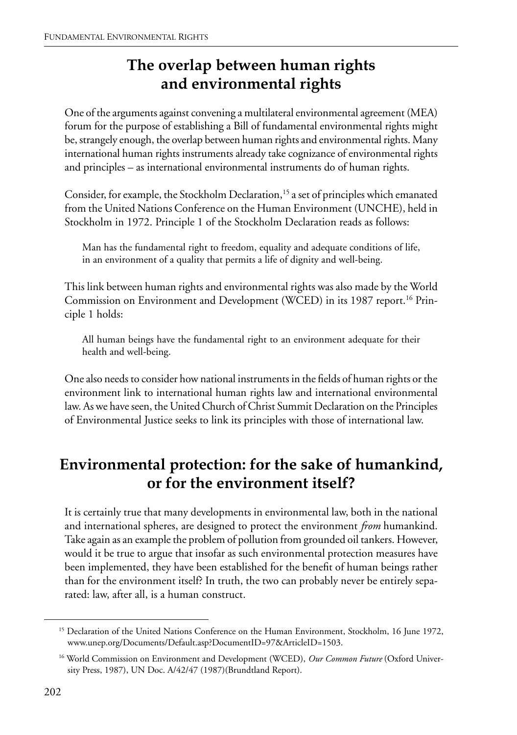## The overlap between human rights and environmental rights

One of the arguments against convening a multilateral environmental agreement (MEA) forum for the purpose of establishing a Bill of fundamental environmental rights might be, strangely enough, the overlap between human rights and environmental rights. Many international human rights instruments already take cognizance of environmental rights and principles – as international environmental instruments do of human rights.

Consider, for example, the Stockholm Declaration,[15] a set of principles which emanated from the United Nations Conference on the Human Environment (UNCHE), held in Stockholm in 1972. Principle 1 of the Stockholm Declaration reads as follows:

> Man has the fundamental right to freedom, equality and adequate conditions of life, in an environment of a quality that permits a life of dignity and well-being.

This link between human rights and environmental rights was also made by the World Commission on Environment and Development (WCED) in its 1987 report.[16] Principle 1 holds:

> All human beings have the fundamental right to an environment adequate for their health and well-being.

One also needs to consider how national instruments in the fields of human rights or the environment link to international human rights law and international environmental law. As we have seen, the United Church of Christ Summit Declaration on the Principles of Environmental Justice seeks to link its principles with those of international law.

## Environmental protection: for the sake of humankind, or for the environment itself?

It is certainly true that many developments in environmental law, both in the national and international spheres, are designed to protect the environment *from* humankind. Take again as an example the problem of pollution from grounded oil tankers. However, would it be true to argue that insofar as such environmental protection measures have been implemented, they have been established for the benefit of human beings rather than for the environment itself? In truth, the two can probably never be entirely separated: law, after all, is a human construct.

---

[15] Declaration of the United Nations Conference on the Human Environment, Stockholm, 16 June 1972, www.unep.org/Documents/Default.asp?DocumentID=97&ArticleID=1503.

[16] World Commission on Environment and Development (WCED), *Our Common Future* (Oxford University Press, 1987), UN Doc. A/42/47 (1987)(Brundtland Report).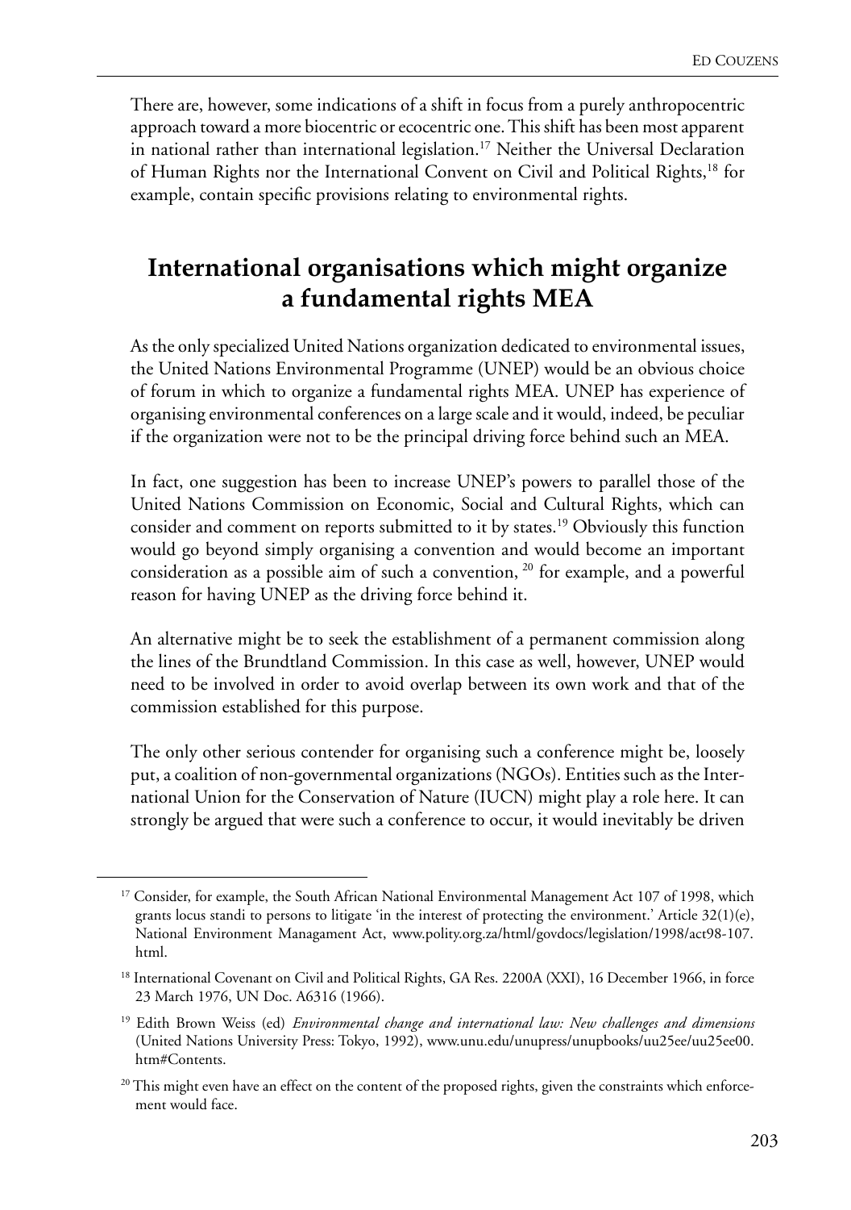There are, however, some indications of a shift in focus from a purely anthropocentric approach toward a more biocentric or ecocentric one. This shift has been most apparent in national rather than international legislation.[17] Neither the Universal Declaration of Human Rights nor the International Convent on Civil and Political Rights,[18] for example, contain specific provisions relating to environmental rights.

## International organisations which might organize a fundamental rights MEA

As the only specialized United Nations organization dedicated to environmental issues, the United Nations Environmental Programme (UNEP) would be an obvious choice of forum in which to organize a fundamental rights MEA. UNEP has experience of organising environmental conferences on a large scale and it would, indeed, be peculiar if the organization were not to be the principal driving force behind such an MEA.

In fact, one suggestion has been to increase UNEP's powers to parallel those of the United Nations Commission on Economic, Social and Cultural Rights, which can consider and comment on reports submitted to it by states.[19] Obviously this function would go beyond simply organising a convention and would become an important consideration as a possible aim of such a convention, [20] for example, and a powerful reason for having UNEP as the driving force behind it.

An alternative might be to seek the establishment of a permanent commission along the lines of the Brundtland Commission. In this case as well, however, UNEP would need to be involved in order to avoid overlap between its own work and that of the commission established for this purpose.

The only other serious contender for organising such a conference might be, loosely put, a coalition of non-governmental organizations (NGOs). Entities such as the International Union for the Conservation of Nature (IUCN) might play a role here. It can strongly be argued that were such a conference to occur, it would inevitably be driven

---

[17] Consider, for example, the South African National Environmental Management Act 107 of 1998, which grants locus standi to persons to litigate 'in the interest of protecting the environment.' Article 32(1)(e), National Environment Managament Act, www.polity.org.za/html/govdocs/legislation/1998/act98-107.html.

[18] International Covenant on Civil and Political Rights, GA Res. 2200A (XXI), 16 December 1966, in force 23 March 1976, UN Doc. A6316 (1966).

[19] Edith Brown Weiss (ed) *Environmental change and international law: New challenges and dimensions* (United Nations University Press: Tokyo, 1992), www.unu.edu/unupress/unupbooks/uu25ee/uu25ee00.htm#Contents.

[20] This might even have an effect on the content of the proposed rights, given the constraints which enforcement would face.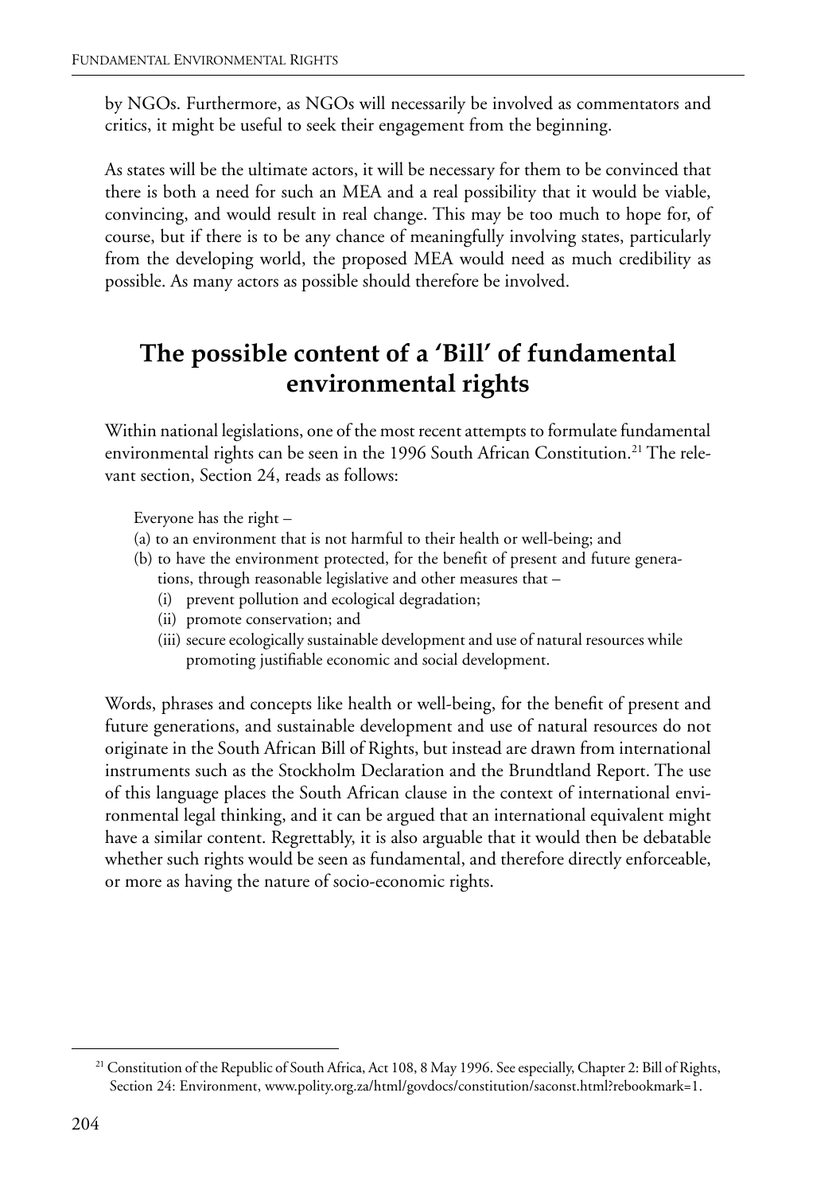by NGOs. Furthermore, as NGOs will necessarily be involved as commentators and critics, it might be useful to seek their engagement from the beginning.

As states will be the ultimate actors, it will be necessary for them to be convinced that there is both a need for such an MEA and a real possibility that it would be viable, convincing, and would result in real change. This may be too much to hope for, of course, but if there is to be any chance of meaningfully involving states, particularly from the developing world, the proposed MEA would need as much credibility as possible. As many actors as possible should therefore be involved.

## The possible content of a 'Bill' of fundamental environmental rights

Within national legislations, one of the most recent attempts to formulate fundamental environmental rights can be seen in the 1996 South African Constitution.[21] The relevant section, Section 24, reads as follows:

> Everyone has the right –
>
> (a) to an environment that is not harmful to their health or well-being; and
>
> (b) to have the environment protected, for the benefit of present and future generations, through reasonable legislative and other measures that –
>
> (i) prevent pollution and ecological degradation;
>
> (ii) promote conservation; and
>
> (iii) secure ecologically sustainable development and use of natural resources while promoting justifiable economic and social development.

Words, phrases and concepts like health or well-being, for the benefit of present and future generations, and sustainable development and use of natural resources do not originate in the South African Bill of Rights, but instead are drawn from international instruments such as the Stockholm Declaration and the Brundtland Report. The use of this language places the South African clause in the context of international environmental legal thinking, and it can be argued that an international equivalent might have a similar content. Regrettably, it is also arguable that it would then be debatable whether such rights would be seen as fundamental, and therefore directly enforceable, or more as having the nature of socio-economic rights.

[21] Constitution of the Republic of South Africa, Act 108, 8 May 1996. See especially, Chapter 2: Bill of Rights, Section 24: Environment, www.polity.org.za/html/govdocs/constitution/saconst.html?rebookmark=1.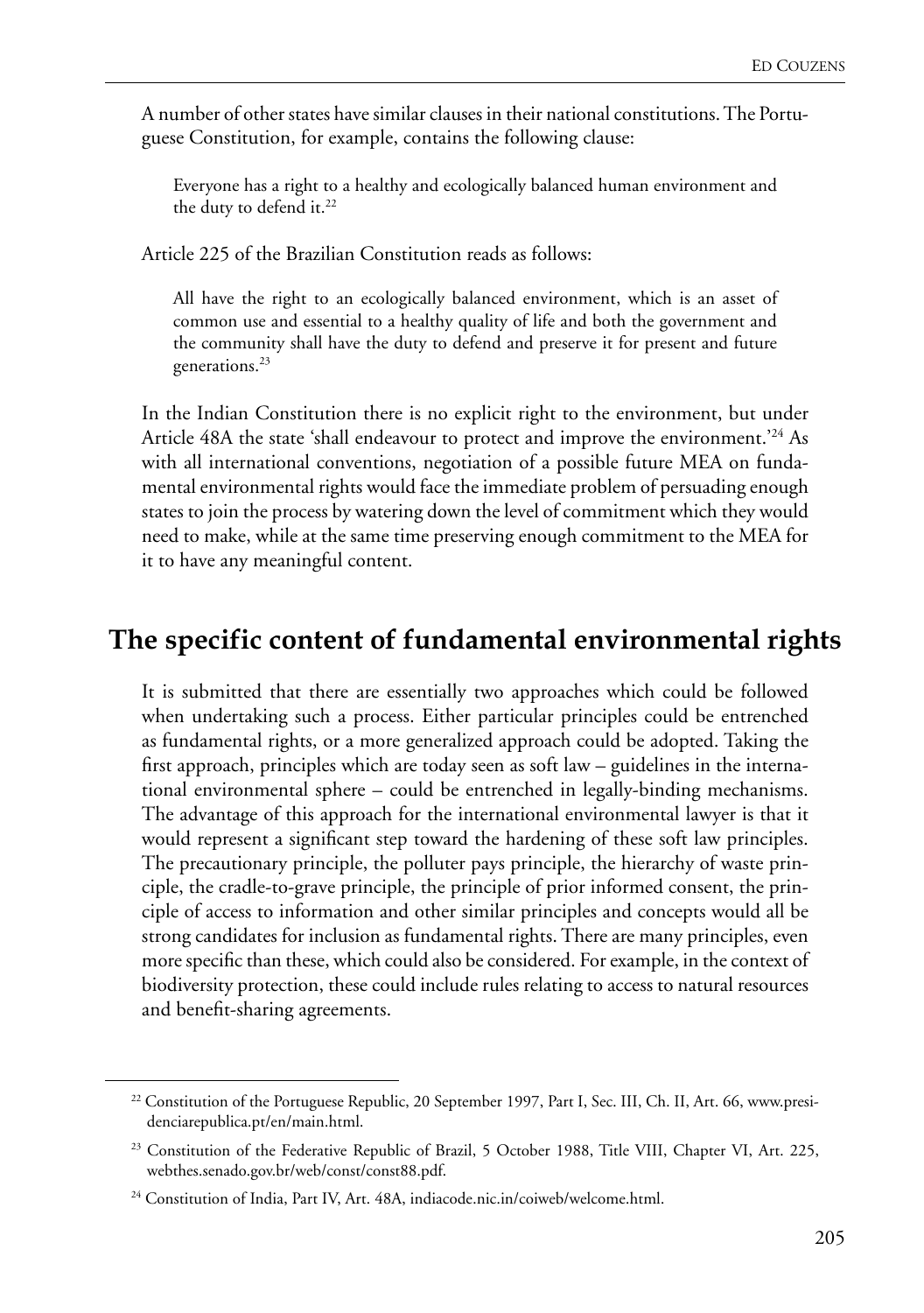A number of other states have similar clauses in their national constitutions. The Portuguese Constitution, for example, contains the following clause:

> Everyone has a right to a healthy and ecologically balanced human environment and the duty to defend it.[22]

Article 225 of the Brazilian Constitution reads as follows:

> All have the right to an ecologically balanced environment, which is an asset of common use and essential to a healthy quality of life and both the government and the community shall have the duty to defend and preserve it for present and future generations.[23]

In the Indian Constitution there is no explicit right to the environment, but under Article 48A the state 'shall endeavour to protect and improve the environment.'[24] As with all international conventions, negotiation of a possible future MEA on fundamental environmental rights would face the immediate problem of persuading enough states to join the process by watering down the level of commitment which they would need to make, while at the same time preserving enough commitment to the MEA for it to have any meaningful content.

## The specific content of fundamental environmental rights

It is submitted that there are essentially two approaches which could be followed when undertaking such a process. Either particular principles could be entrenched as fundamental rights, or a more generalized approach could be adopted. Taking the first approach, principles which are today seen as soft law – guidelines in the international environmental sphere – could be entrenched in legally-binding mechanisms. The advantage of this approach for the international environmental lawyer is that it would represent a significant step toward the hardening of these soft law principles. The precautionary principle, the polluter pays principle, the hierarchy of waste principle, the cradle-to-grave principle, the principle of prior informed consent, the principle of access to information and other similar principles and concepts would all be strong candidates for inclusion as fundamental rights. There are many principles, even more specific than these, which could also be considered. For example, in the context of biodiversity protection, these could include rules relating to access to natural resources and benefit-sharing agreements.

---

[22] Constitution of the Portuguese Republic, 20 September 1997, Part I, Sec. III, Ch. II, Art. 66, www.presidenciarepublica.pt/en/main.html.

[23] Constitution of the Federative Republic of Brazil, 5 October 1988, Title VIII, Chapter VI, Art. 225, webthes.senado.gov.br/web/const/const88.pdf.

[24] Constitution of India, Part IV, Art. 48A, indiacode.nic.in/coiweb/welcome.html.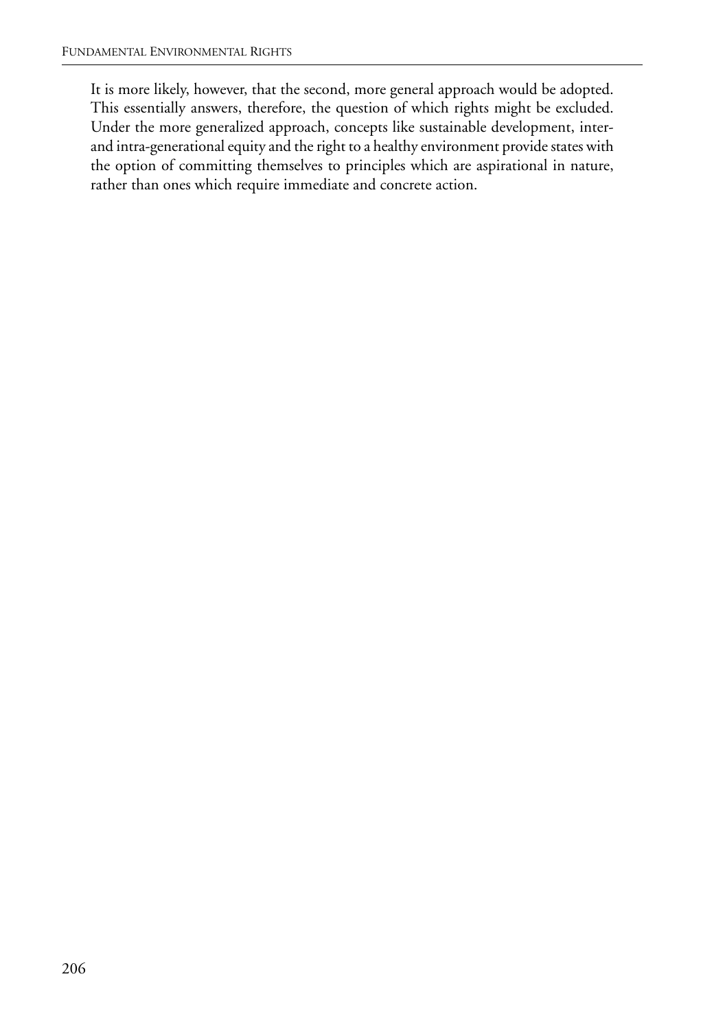It is more likely, however, that the second, more general approach would be adopted. This essentially answers, therefore, the question of which rights might be excluded. Under the more generalized approach, concepts like sustainable development, inter- and intra-generational equity and the right to a healthy environment provide states with the option of committing themselves to principles which are aspirational in nature, rather than ones which require immediate and concrete action.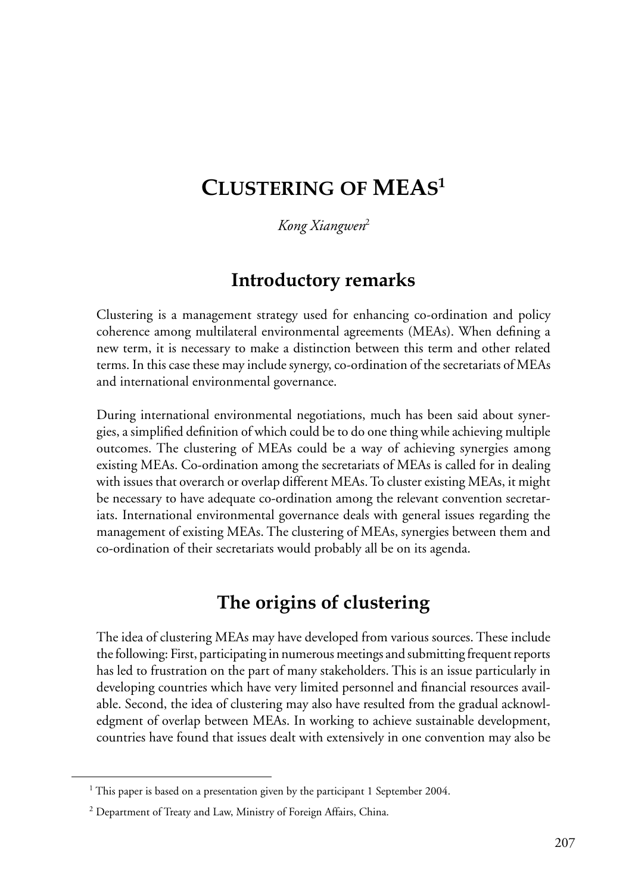# Clustering of MEAs[1]

*Kong Xiangwen*[2]

## Introductory remarks

Clustering is a management strategy used for enhancing co-ordination and policy coherence among multilateral environmental agreements (MEAs). When defining a new term, it is necessary to make a distinction between this term and other related terms. In this case these may include synergy, co-ordination of the secretariats of MEAs and international environmental governance.

During international environmental negotiations, much has been said about synergies, a simplified definition of which could be to do one thing while achieving multiple outcomes. The clustering of MEAs could be a way of achieving synergies among existing MEAs. Co-ordination among the secretariats of MEAs is called for in dealing with issues that overarch or overlap different MEAs. To cluster existing MEAs, it might be necessary to have adequate co-ordination among the relevant convention secretariats. International environmental governance deals with general issues regarding the management of existing MEAs. The clustering of MEAs, synergies between them and co-ordination of their secretariats would probably all be on its agenda.

## The origins of clustering

The idea of clustering MEAs may have developed from various sources. These include the following: First, participating in numerous meetings and submitting frequent reports has led to frustration on the part of many stakeholders. This is an issue particularly in developing countries which have very limited personnel and financial resources available. Second, the idea of clustering may also have resulted from the gradual acknowledgment of overlap between MEAs. In working to achieve sustainable development, countries have found that issues dealt with extensively in one convention may also be

---

[1] This paper is based on a presentation given by the participant 1 September 2004.

[2] Department of Treaty and Law, Ministry of Foreign Affairs, China.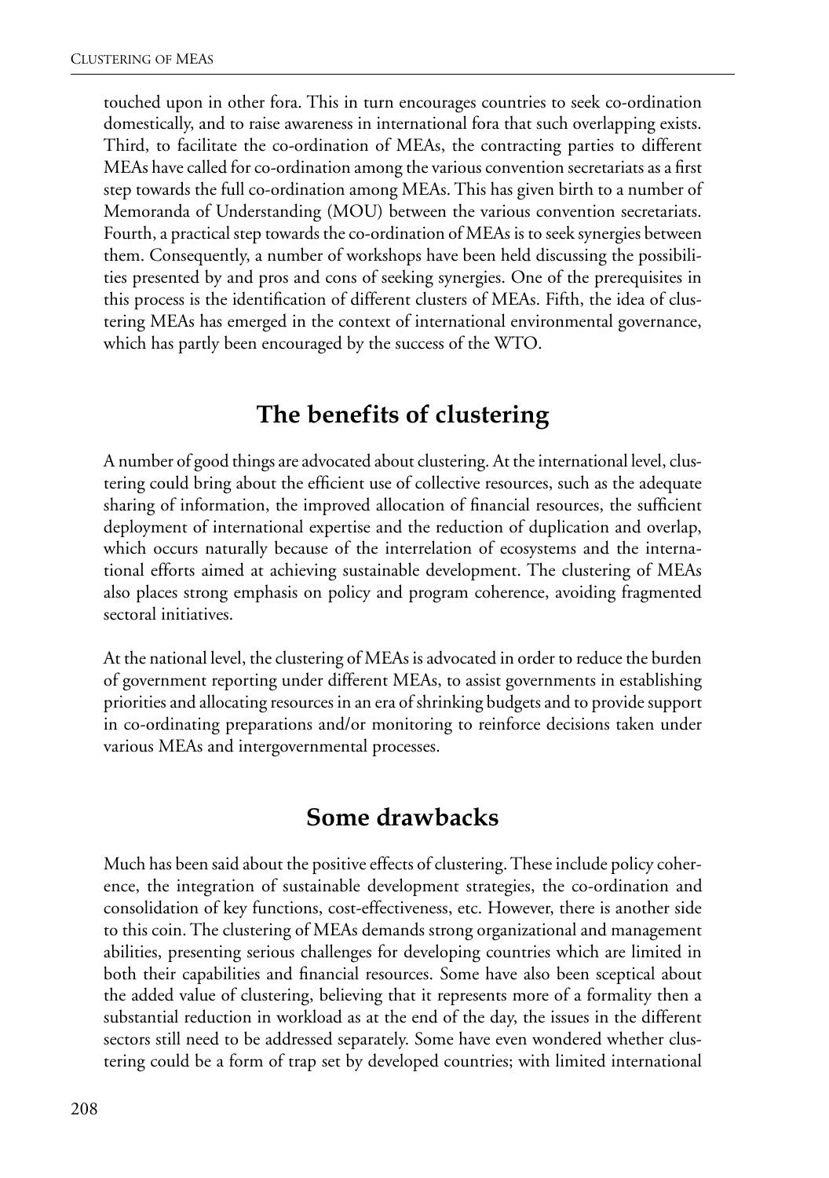touched upon in other fora. This in turn encourages countries to seek co-ordination domestically, and to raise awareness in international fora that such overlapping exists. Third, to facilitate the co-ordination of MEAs, the contracting parties to different MEAs have called for co-ordination among the various convention secretariats as a first step towards the full co-ordination among MEAs. This has given birth to a number of Memoranda of Understanding (MOU) between the various convention secretariats. Fourth, a practical step towards the co-ordination of MEAs is to seek synergies between them. Consequently, a number of workshops have been held discussing the possibilities presented by and pros and cons of seeking synergies. One of the prerequisites in this process is the identification of different clusters of MEAs. Fifth, the idea of clustering MEAs has emerged in the context of international environmental governance, which has partly been encouraged by the success of the WTO.

## The benefits of clustering

A number of good things are advocated about clustering. At the international level, clustering could bring about the efficient use of collective resources, such as the adequate sharing of information, the improved allocation of financial resources, the sufficient deployment of international expertise and the reduction of duplication and overlap, which occurs naturally because of the interrelation of ecosystems and the international efforts aimed at achieving sustainable development. The clustering of MEAs also places strong emphasis on policy and program coherence, avoiding fragmented sectoral initiatives.

At the national level, the clustering of MEAs is advocated in order to reduce the burden of government reporting under different MEAs, to assist governments in establishing priorities and allocating resources in an era of shrinking budgets and to provide support in co-ordinating preparations and/or monitoring to reinforce decisions taken under various MEAs and intergovernmental processes.

## Some drawbacks

Much has been said about the positive effects of clustering. These include policy coherence, the integration of sustainable development strategies, the co-ordination and consolidation of key functions, cost-effectiveness, etc. However, there is another side to this coin. The clustering of MEAs demands strong organizational and management abilities, presenting serious challenges for developing countries which are limited in both their capabilities and financial resources. Some have also been sceptical about the added value of clustering, believing that it represents more of a formality then a substantial reduction in workload as at the end of the day, the issues in the different sectors still need to be addressed separately. Some have even wondered whether clustering could be a form of trap set by developed countries; with limited international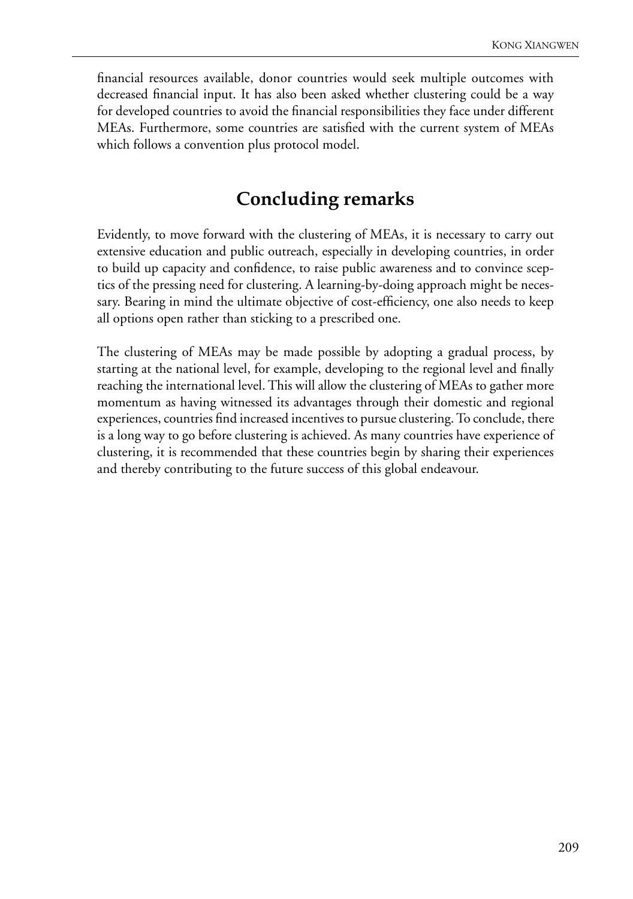financial resources available, donor countries would seek multiple outcomes with decreased financial input. It has also been asked whether clustering could be a way for developed countries to avoid the financial responsibilities they face under different MEAs. Furthermore, some countries are satisfied with the current system of MEAs which follows a convention plus protocol model.

## Concluding remarks

Evidently, to move forward with the clustering of MEAs, it is necessary to carry out extensive education and public outreach, especially in developing countries, in order to build up capacity and confidence, to raise public awareness and to convince sceptics of the pressing need for clustering. A learning-by-doing approach might be necessary. Bearing in mind the ultimate objective of cost-efficiency, one also needs to keep all options open rather than sticking to a prescribed one.

The clustering of MEAs may be made possible by adopting a gradual process, by starting at the national level, for example, developing to the regional level and finally reaching the international level. This will allow the clustering of MEAs to gather more momentum as having witnessed its advantages through their domestic and regional experiences, countries find increased incentives to pursue clustering. To conclude, there is a long way to go before clustering is achieved. As many countries have experience of clustering, it is recommended that these countries begin by sharing their experiences and thereby contributing to the future success of this global endeavour.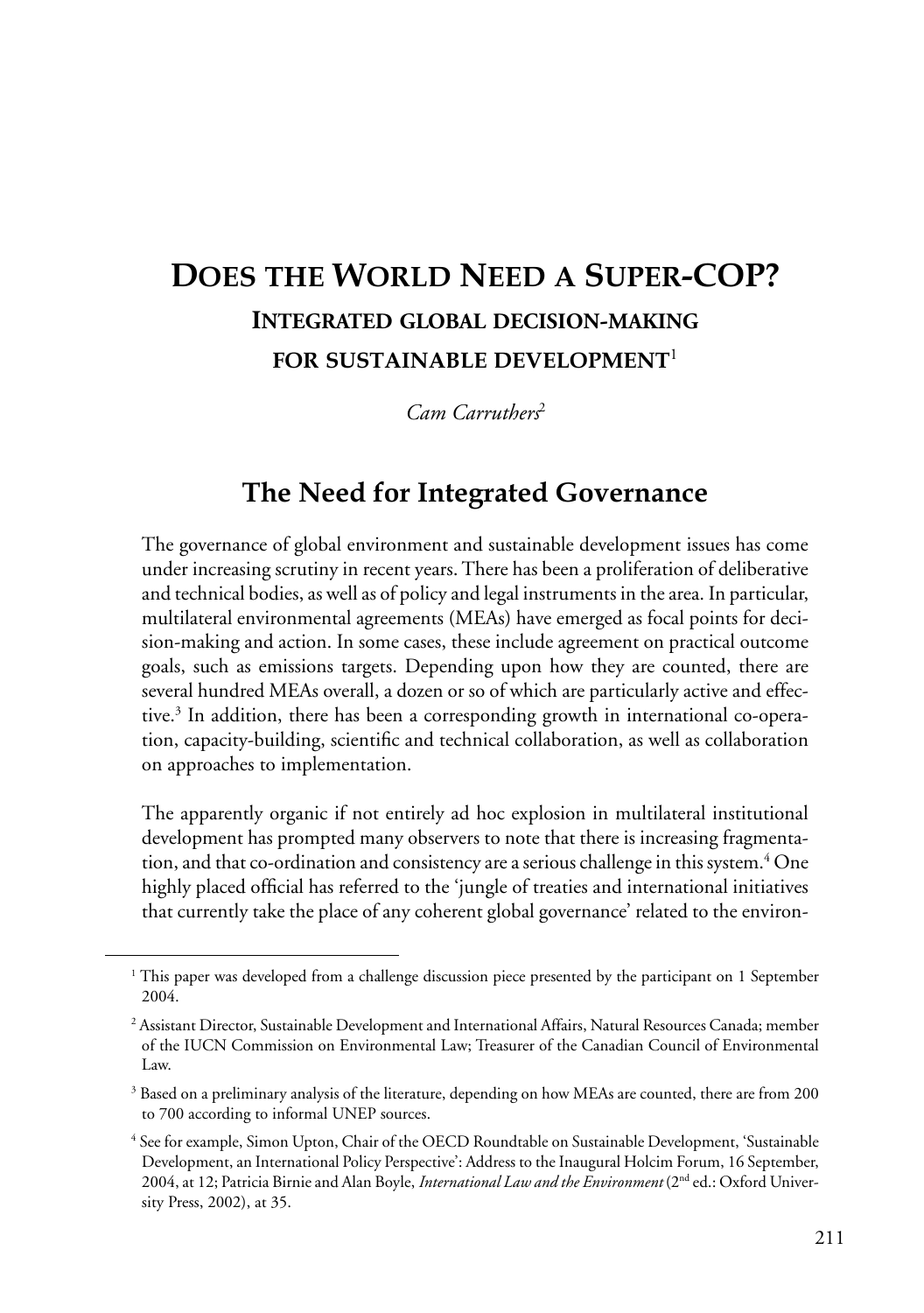# Does the World Need a Super-COP?

## Integrated global decision-making for sustainable development[1]

*Cam Carruthers*[2]

## The Need for Integrated Governance

The governance of global environment and sustainable development issues has come under increasing scrutiny in recent years. There has been a proliferation of deliberative and technical bodies, as well as of policy and legal instruments in the area. In particular, multilateral environmental agreements (MEAs) have emerged as focal points for decision-making and action. In some cases, these include agreement on practical outcome goals, such as emissions targets. Depending upon how they are counted, there are several hundred MEAs overall, a dozen or so of which are particularly active and effective.[3] In addition, there has been a corresponding growth in international co-operation, capacity-building, scientific and technical collaboration, as well as collaboration on approaches to implementation.

The apparently organic if not entirely ad hoc explosion in multilateral institutional development has prompted many observers to note that there is increasing fragmentation, and that co-ordination and consistency are a serious challenge in this system.[4] One highly placed official has referred to the 'jungle of treaties and international initiatives that currently take the place of any coherent global governance' related to the environ-

---

[1] This paper was developed from a challenge discussion piece presented by the participant on 1 September 2004.

[2] Assistant Director, Sustainable Development and International Affairs, Natural Resources Canada; member of the IUCN Commission on Environmental Law; Treasurer of the Canadian Council of Environmental Law.

[3] Based on a preliminary analysis of the literature, depending on how MEAs are counted, there are from 200 to 700 according to informal UNEP sources.

[4] See for example, Simon Upton, Chair of the OECD Roundtable on Sustainable Development, 'Sustainable Development, an International Policy Perspective': Address to the Inaugural Holcim Forum, 16 September, 2004, at 12; Patricia Birnie and Alan Boyle, *International Law and the Environment* (2nd ed.: Oxford University Press, 2002), at 35.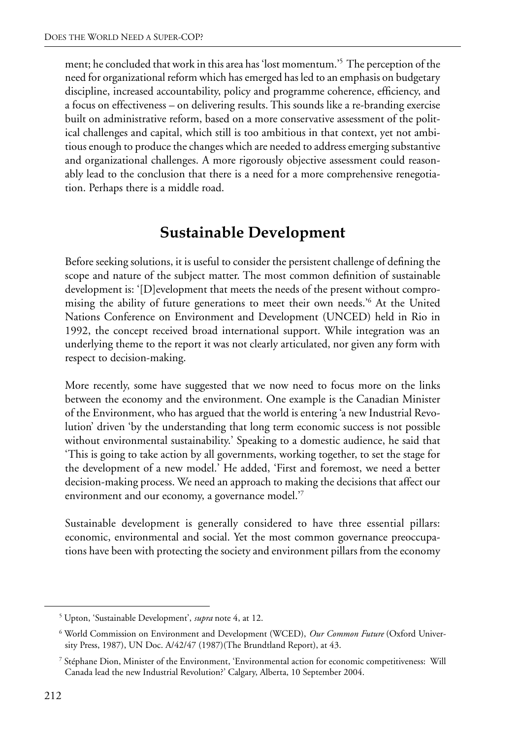ment; he concluded that work in this area has 'lost momentum.'[5] The perception of the need for organizational reform which has emerged has led to an emphasis on budgetary discipline, increased accountability, policy and programme coherence, efficiency, and a focus on effectiveness – on delivering results. This sounds like a re-branding exercise built on administrative reform, based on a more conservative assessment of the political challenges and capital, which still is too ambitious in that context, yet not ambitious enough to produce the changes which are needed to address emerging substantive and organizational challenges. A more rigorously objective assessment could reasonably lead to the conclusion that there is a need for a more comprehensive renegotiation. Perhaps there is a middle road.

## Sustainable Development

Before seeking solutions, it is useful to consider the persistent challenge of defining the scope and nature of the subject matter. The most common definition of sustainable development is: '[D]evelopment that meets the needs of the present without compromising the ability of future generations to meet their own needs.'[6] At the United Nations Conference on Environment and Development (UNCED) held in Rio in 1992, the concept received broad international support. While integration was an underlying theme to the report it was not clearly articulated, nor given any form with respect to decision-making.

More recently, some have suggested that we now need to focus more on the links between the economy and the environment. One example is the Canadian Minister of the Environment, who has argued that the world is entering 'a new Industrial Revolution' driven 'by the understanding that long term economic success is not possible without environmental sustainability.' Speaking to a domestic audience, he said that 'This is going to take action by all governments, working together, to set the stage for the development of a new model.' He added, 'First and foremost, we need a better decision-making process. We need an approach to making the decisions that affect our environment and our economy, a governance model.'[7]

Sustainable development is generally considered to have three essential pillars: economic, environmental and social. Yet the most common governance preoccupations have been with protecting the society and environment pillars from the economy

---

[5] Upton, 'Sustainable Development', *supra* note 4, at 12.

[6] World Commission on Environment and Development (WCED), *Our Common Future* (Oxford University Press, 1987), UN Doc. A/42/47 (1987)(The Brundtland Report), at 43.

[7] Stéphane Dion, Minister of the Environment, 'Environmental action for economic competitiveness: Will Canada lead the new Industrial Revolution?' Calgary, Alberta, 10 September 2004.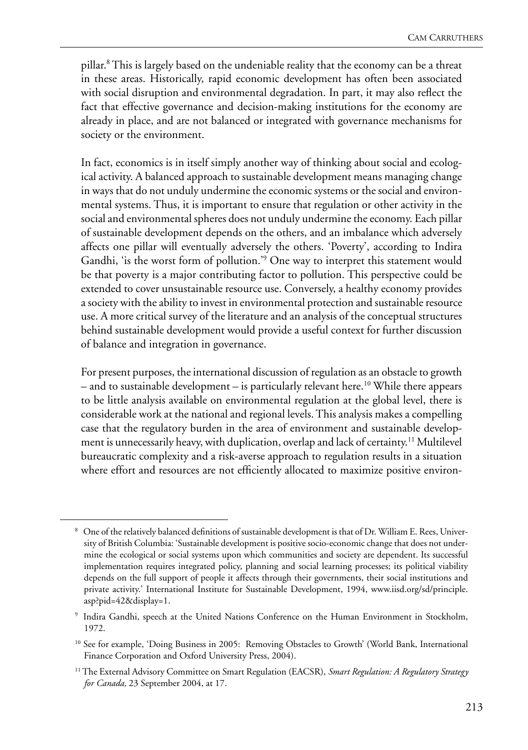pillar.[8] This is largely based on the undeniable reality that the economy can be a threat in these areas. Historically, rapid economic development has often been associated with social disruption and environmental degradation. In part, it may also reflect the fact that effective governance and decision-making institutions for the economy are already in place, and are not balanced or integrated with governance mechanisms for society or the environment.

In fact, economics is in itself simply another way of thinking about social and ecological activity. A balanced approach to sustainable development means managing change in ways that do not unduly undermine the economic systems or the social and environmental systems. Thus, it is important to ensure that regulation or other activity in the social and environmental spheres does not unduly undermine the economy. Each pillar of sustainable development depends on the others, and an imbalance which adversely affects one pillar will eventually adversely the others. 'Poverty', according to Indira Gandhi, 'is the worst form of pollution.'[9] One way to interpret this statement would be that poverty is a major contributing factor to pollution. This perspective could be extended to cover unsustainable resource use. Conversely, a healthy economy provides a society with the ability to invest in environmental protection and sustainable resource use. A more critical survey of the literature and an analysis of the conceptual structures behind sustainable development would provide a useful context for further discussion of balance and integration in governance.

For present purposes, the international discussion of regulation as an obstacle to growth – and to sustainable development – is particularly relevant here.[10] While there appears to be little analysis available on environmental regulation at the global level, there is considerable work at the national and regional levels. This analysis makes a compelling case that the regulatory burden in the area of environment and sustainable development is unnecessarily heavy, with duplication, overlap and lack of certainty.[11] Multilevel bureaucratic complexity and a risk-averse approach to regulation results in a situation where effort and resources are not efficiently allocated to maximize positive environ-

---

[8] One of the relatively balanced definitions of sustainable development is that of Dr. William E. Rees, University of British Columbia: 'Sustainable development is positive socio-economic change that does not undermine the ecological or social systems upon which communities and society are dependent. Its successful implementation requires integrated policy, planning and social learning processes; its political viability depends on the full support of people it affects through their governments, their social institutions and private activity.' International Institute for Sustainable Development, 1994, www.iisd.org/sd/principle.asp?pid=42&display=1.

[9] Indira Gandhi, speech at the United Nations Conference on the Human Environment in Stockholm, 1972.

[10] See for example, 'Doing Business in 2005: Removing Obstacles to Growth' (World Bank, International Finance Corporation and Oxford University Press, 2004).

[11] The External Advisory Committee on Smart Regulation (EACSR), *Smart Regulation: A Regulatory Strategy for Canada,* 23 September 2004, at 17.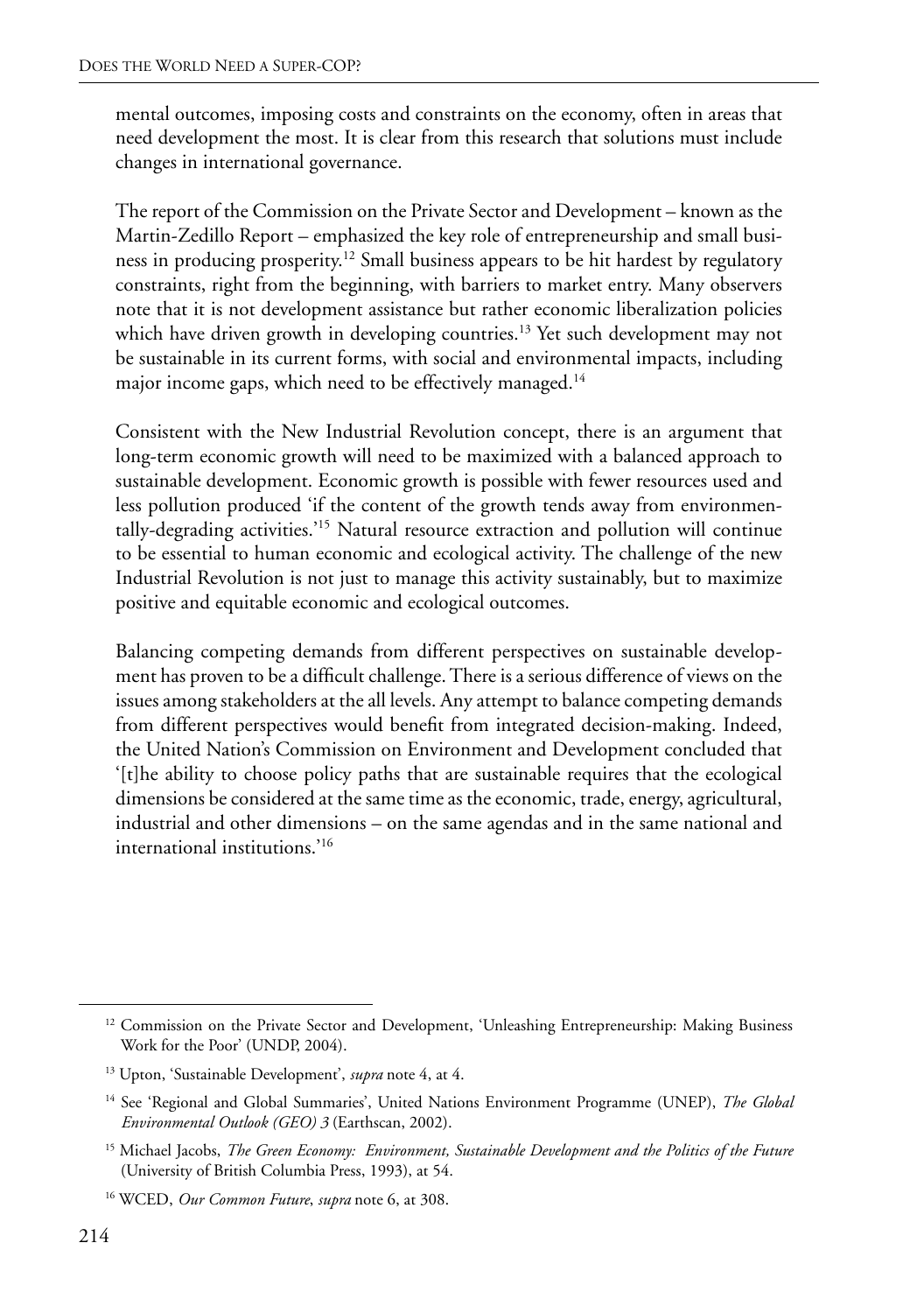mental outcomes, imposing costs and constraints on the economy, often in areas that need development the most. It is clear from this research that solutions must include changes in international governance.

The report of the Commission on the Private Sector and Development – known as the Martin-Zedillo Report – emphasized the key role of entrepreneurship and small business in producing prosperity.[12] Small business appears to be hit hardest by regulatory constraints, right from the beginning, with barriers to market entry. Many observers note that it is not development assistance but rather economic liberalization policies which have driven growth in developing countries.[13] Yet such development may not be sustainable in its current forms, with social and environmental impacts, including major income gaps, which need to be effectively managed.[14]

Consistent with the New Industrial Revolution concept, there is an argument that long-term economic growth will need to be maximized with a balanced approach to sustainable development. Economic growth is possible with fewer resources used and less pollution produced 'if the content of the growth tends away from environmentally-degrading activities.'[15] Natural resource extraction and pollution will continue to be essential to human economic and ecological activity. The challenge of the new Industrial Revolution is not just to manage this activity sustainably, but to maximize positive and equitable economic and ecological outcomes.

Balancing competing demands from different perspectives on sustainable development has proven to be a difficult challenge. There is a serious difference of views on the issues among stakeholders at the all levels. Any attempt to balance competing demands from different perspectives would benefit from integrated decision-making. Indeed, the United Nation's Commission on Environment and Development concluded that '[t]he ability to choose policy paths that are sustainable requires that the ecological dimensions be considered at the same time as the economic, trade, energy, agricultural, industrial and other dimensions – on the same agendas and in the same national and international institutions.'[16]

---

[12] Commission on the Private Sector and Development, 'Unleashing Entrepreneurship: Making Business Work for the Poor' (UNDP, 2004).

[13] Upton, 'Sustainable Development', *supra* note 4, at 4.

[14] See 'Regional and Global Summaries', United Nations Environment Programme (UNEP), *The Global Environmental Outlook (GEO) 3* (Earthscan, 2002).

[15] Michael Jacobs, *The Green Economy: Environment, Sustainable Development and the Politics of the Future* (University of British Columbia Press, 1993), at 54.

[16] WCED, *Our Common Future*, *supra* note 6, at 308.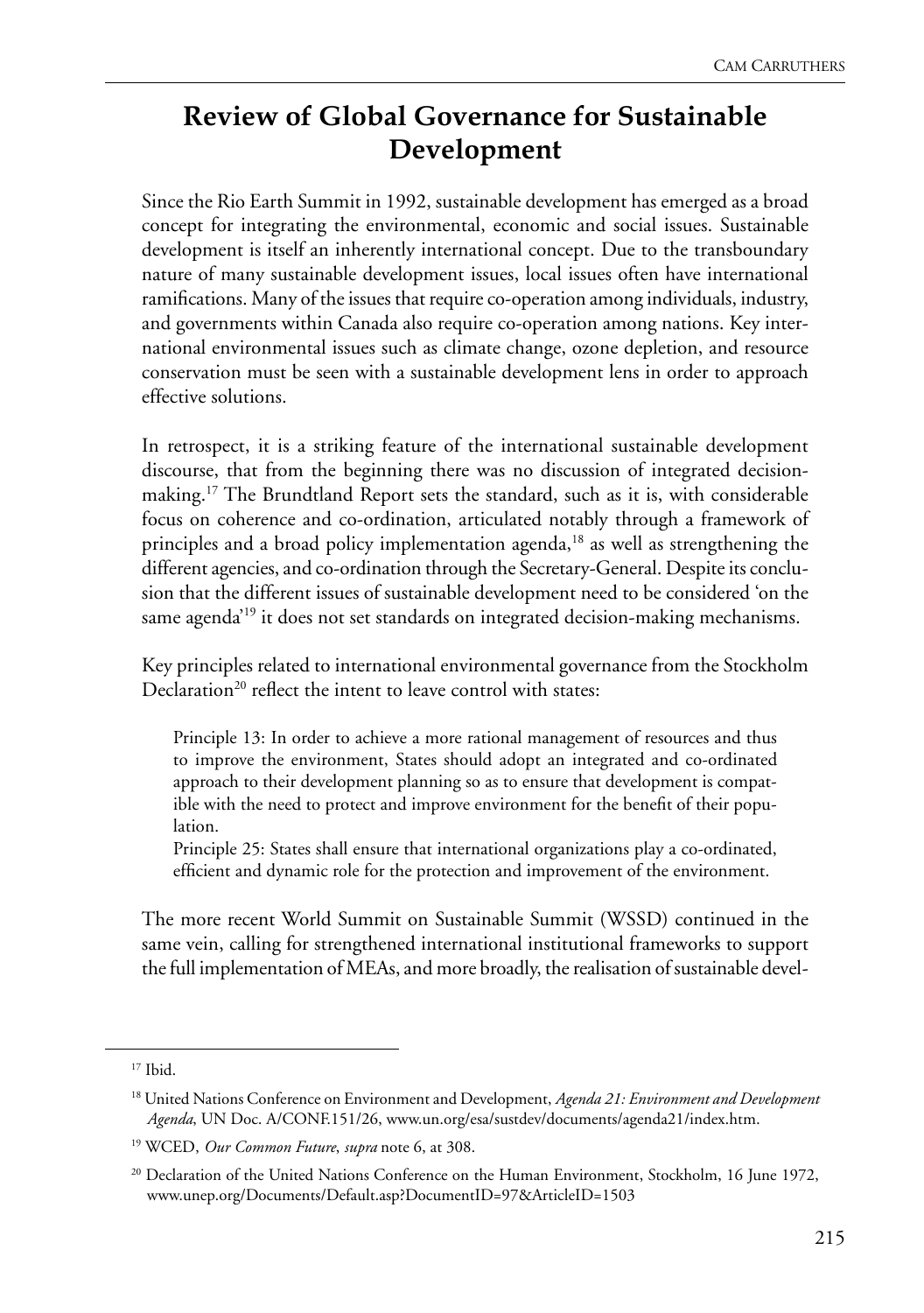# Review of Global Governance for Sustainable Development

Since the Rio Earth Summit in 1992, sustainable development has emerged as a broad concept for integrating the environmental, economic and social issues. Sustainable development is itself an inherently international concept. Due to the transboundary nature of many sustainable development issues, local issues often have international ramifications. Many of the issues that require co-operation among individuals, industry, and governments within Canada also require co-operation among nations. Key international environmental issues such as climate change, ozone depletion, and resource conservation must be seen with a sustainable development lens in order to approach effective solutions.

In retrospect, it is a striking feature of the international sustainable development discourse, that from the beginning there was no discussion of integrated decision-making.[17] The Brundtland Report sets the standard, such as it is, with considerable focus on coherence and co-ordination, articulated notably through a framework of principles and a broad policy implementation agenda,[18] as well as strengthening the different agencies, and co-ordination through the Secretary-General. Despite its conclusion that the different issues of sustainable development need to be considered 'on the same agenda'[19] it does not set standards on integrated decision-making mechanisms.

Key principles related to international environmental governance from the Stockholm Declaration[20] reflect the intent to leave control with states:

> Principle 13: In order to achieve a more rational management of resources and thus to improve the environment, States should adopt an integrated and co-ordinated approach to their development planning so as to ensure that development is compatible with the need to protect and improve environment for the benefit of their population.
>
> Principle 25: States shall ensure that international organizations play a co-ordinated, efficient and dynamic role for the protection and improvement of the environment.

The more recent World Summit on Sustainable Summit (WSSD) continued in the same vein, calling for strengthened international institutional frameworks to support the full implementation of MEAs, and more broadly, the realisation of sustainable devel-

---

[17] Ibid.

[18] United Nations Conference on Environment and Development, *Agenda 21: Environment and Development Agenda*, UN Doc. A/CONF.151/26, www.un.org/esa/sustdev/documents/agenda21/index.htm.

[19] WCED, *Our Common Future*, *supra* note 6, at 308.

[20] Declaration of the United Nations Conference on the Human Environment, Stockholm, 16 June 1972, www.unep.org/Documents/Default.asp?DocumentID=97&ArticleID=1503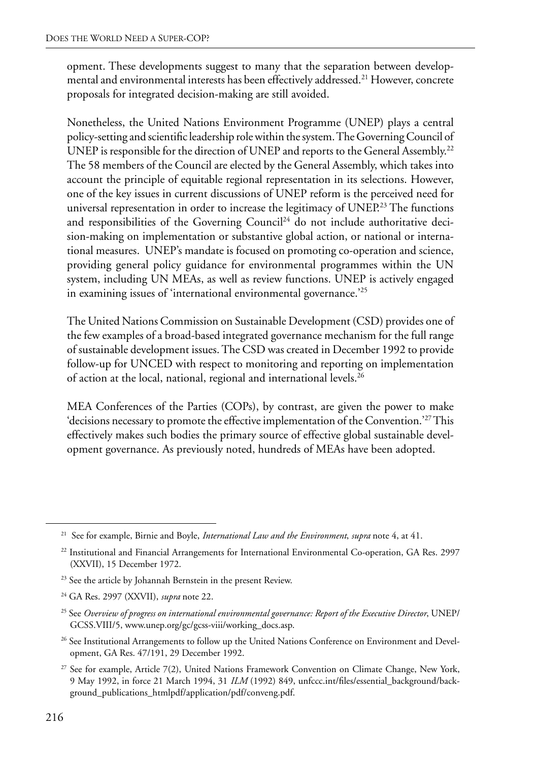opment. These developments suggest to many that the separation between developmental and environmental interests has been effectively addressed.[21] However, concrete proposals for integrated decision-making are still avoided.

Nonetheless, the United Nations Environment Programme (UNEP) plays a central policy-setting and scientific leadership role within the system. The Governing Council of UNEP is responsible for the direction of UNEP and reports to the General Assembly.[22] The 58 members of the Council are elected by the General Assembly, which takes into account the principle of equitable regional representation in its selections. However, one of the key issues in current discussions of UNEP reform is the perceived need for universal representation in order to increase the legitimacy of UNEP.[23] The functions and responsibilities of the Governing Council[24] do not include authoritative decision-making on implementation or substantive global action, or national or international measures. UNEP's mandate is focused on promoting co-operation and science, providing general policy guidance for environmental programmes within the UN system, including UN MEAs, as well as review functions. UNEP is actively engaged in examining issues of 'international environmental governance.'[25]

The United Nations Commission on Sustainable Development (CSD) provides one of the few examples of a broad-based integrated governance mechanism for the full range of sustainable development issues. The CSD was created in December 1992 to provide follow-up for UNCED with respect to monitoring and reporting on implementation of action at the local, national, regional and international levels.[26]

MEA Conferences of the Parties (COPs), by contrast, are given the power to make 'decisions necessary to promote the effective implementation of the Convention.'[27] This effectively makes such bodies the primary source of effective global sustainable development governance. As previously noted, hundreds of MEAs have been adopted.

---

[21] See for example, Birnie and Boyle, *International Law and the Environment*, *supra* note 4, at 41.

[22] Institutional and Financial Arrangements for International Environmental Co-operation, GA Res. 2997 (XXVII), 15 December 1972.

[23] See the article by Johannah Bernstein in the present Review.

[24] GA Res. 2997 (XXVII), *supra* note 22.

[25] See *Overview of progress on international environmental governance: Report of the Executive Director*, UNEP/GCSS.VIII/5, www.unep.org/gc/gcss-viii/working_docs.asp.

[26] See Institutional Arrangements to follow up the United Nations Conference on Environment and Development, GA Res. 47/191, 29 December 1992.

[27] See for example, Article 7(2), United Nations Framework Convention on Climate Change, New York, 9 May 1992, in force 21 March 1994, 31 *ILM* (1992) 849, unfccc.int/files/essential_background/background_publications_htmlpdf/application/pdf/conveng.pdf.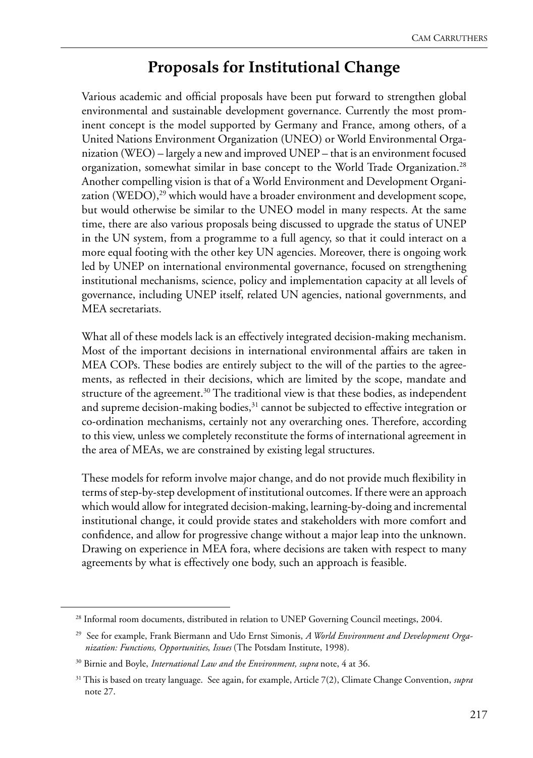## Proposals for Institutional Change

Various academic and official proposals have been put forward to strengthen global environmental and sustainable development governance. Currently the most prominent concept is the model supported by Germany and France, among others, of a United Nations Environment Organization (UNEO) or World Environmental Organization (WEO) – largely a new and improved UNEP – that is an environment focused organization, somewhat similar in base concept to the World Trade Organization.[28] Another compelling vision is that of a World Environment and Development Organization (WEDO),[29] which would have a broader environment and development scope, but would otherwise be similar to the UNEO model in many respects. At the same time, there are also various proposals being discussed to upgrade the status of UNEP in the UN system, from a programme to a full agency, so that it could interact on a more equal footing with the other key UN agencies. Moreover, there is ongoing work led by UNEP on international environmental governance, focused on strengthening institutional mechanisms, science, policy and implementation capacity at all levels of governance, including UNEP itself, related UN agencies, national governments, and MEA secretariats.

What all of these models lack is an effectively integrated decision-making mechanism. Most of the important decisions in international environmental affairs are taken in MEA COPs. These bodies are entirely subject to the will of the parties to the agreements, as reflected in their decisions, which are limited by the scope, mandate and structure of the agreement.[30] The traditional view is that these bodies, as independent and supreme decision-making bodies,[31] cannot be subjected to effective integration or co-ordination mechanisms, certainly not any overarching ones. Therefore, according to this view, unless we completely reconstitute the forms of international agreement in the area of MEAs, we are constrained by existing legal structures.

These models for reform involve major change, and do not provide much flexibility in terms of step-by-step development of institutional outcomes. If there were an approach which would allow for integrated decision-making, learning-by-doing and incremental institutional change, it could provide states and stakeholders with more comfort and confidence, and allow for progressive change without a major leap into the unknown. Drawing on experience in MEA fora, where decisions are taken with respect to many agreements by what is effectively one body, such an approach is feasible.

---

[28] Informal room documents, distributed in relation to UNEP Governing Council meetings, 2004.

[29] See for example, Frank Biermann and Udo Ernst Simonis, *A World Environment and Development Organization: Functions, Opportunities, Issues* (The Potsdam Institute, 1998).

[30] Birnie and Boyle, *International Law and the Environment, supra* note, 4 at 36.

[31] This is based on treaty language. See again, for example, Article 7(2), Climate Change Convention, *supra* note 27.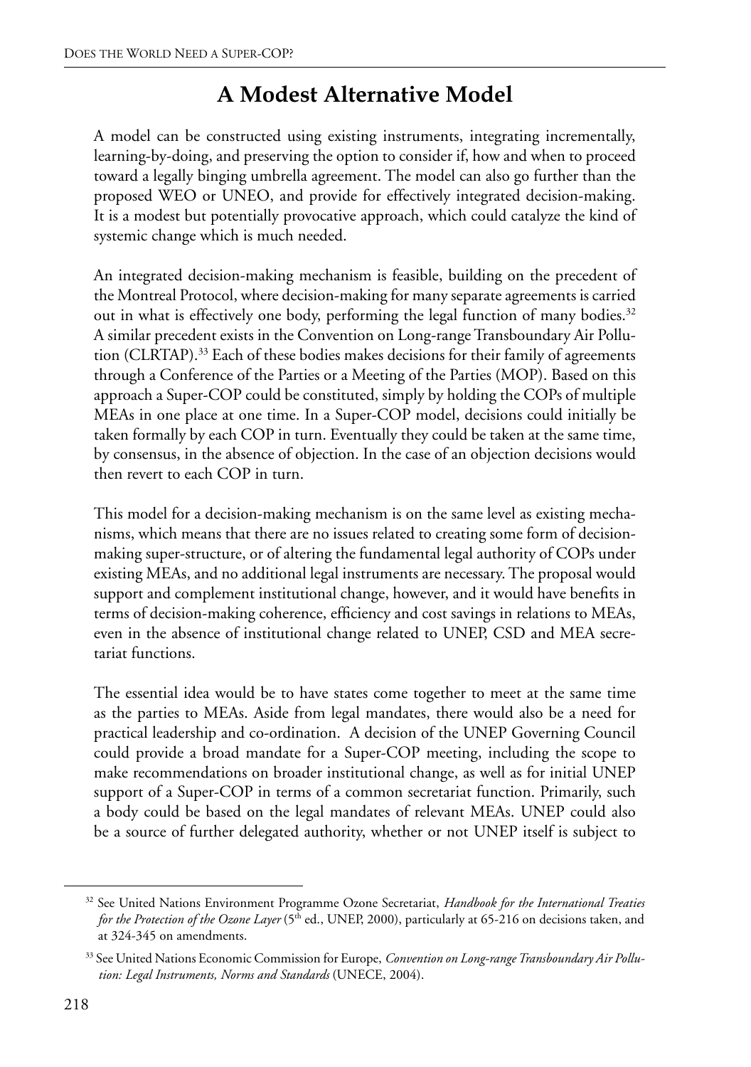## A Modest Alternative Model

A model can be constructed using existing instruments, integrating incrementally, learning-by-doing, and preserving the option to consider if, how and when to proceed toward a legally binging umbrella agreement. The model can also go further than the proposed WEO or UNEO, and provide for effectively integrated decision-making. It is a modest but potentially provocative approach, which could catalyze the kind of systemic change which is much needed.

An integrated decision-making mechanism is feasible, building on the precedent of the Montreal Protocol, where decision-making for many separate agreements is carried out in what is effectively one body, performing the legal function of many bodies.[32] A similar precedent exists in the Convention on Long-range Transboundary Air Pollution (CLRTAP).[33] Each of these bodies makes decisions for their family of agreements through a Conference of the Parties or a Meeting of the Parties (MOP). Based on this approach a Super-COP could be constituted, simply by holding the COPs of multiple MEAs in one place at one time. In a Super-COP model, decisions could initially be taken formally by each COP in turn. Eventually they could be taken at the same time, by consensus, in the absence of objection. In the case of an objection decisions would then revert to each COP in turn.

This model for a decision-making mechanism is on the same level as existing mechanisms, which means that there are no issues related to creating some form of decision-making super-structure, or of altering the fundamental legal authority of COPs under existing MEAs, and no additional legal instruments are necessary. The proposal would support and complement institutional change, however, and it would have benefits in terms of decision-making coherence, efficiency and cost savings in relations to MEAs, even in the absence of institutional change related to UNEP, CSD and MEA secretariat functions.

The essential idea would be to have states come together to meet at the same time as the parties to MEAs. Aside from legal mandates, there would also be a need for practical leadership and co-ordination. A decision of the UNEP Governing Council could provide a broad mandate for a Super-COP meeting, including the scope to make recommendations on broader institutional change, as well as for initial UNEP support of a Super-COP in terms of a common secretariat function. Primarily, such a body could be based on the legal mandates of relevant MEAs. UNEP could also be a source of further delegated authority, whether or not UNEP itself is subject to

---

[32] See United Nations Environment Programme Ozone Secretariat, *Handbook for the International Treaties for the Protection of the Ozone Layer* (5th ed., UNEP, 2000), particularly at 65-216 on decisions taken, and at 324-345 on amendments.

[33] See United Nations Economic Commission for Europe, *Convention on Long-range Transboundary Air Pollution: Legal Instruments, Norms and Standards* (UNECE, 2004).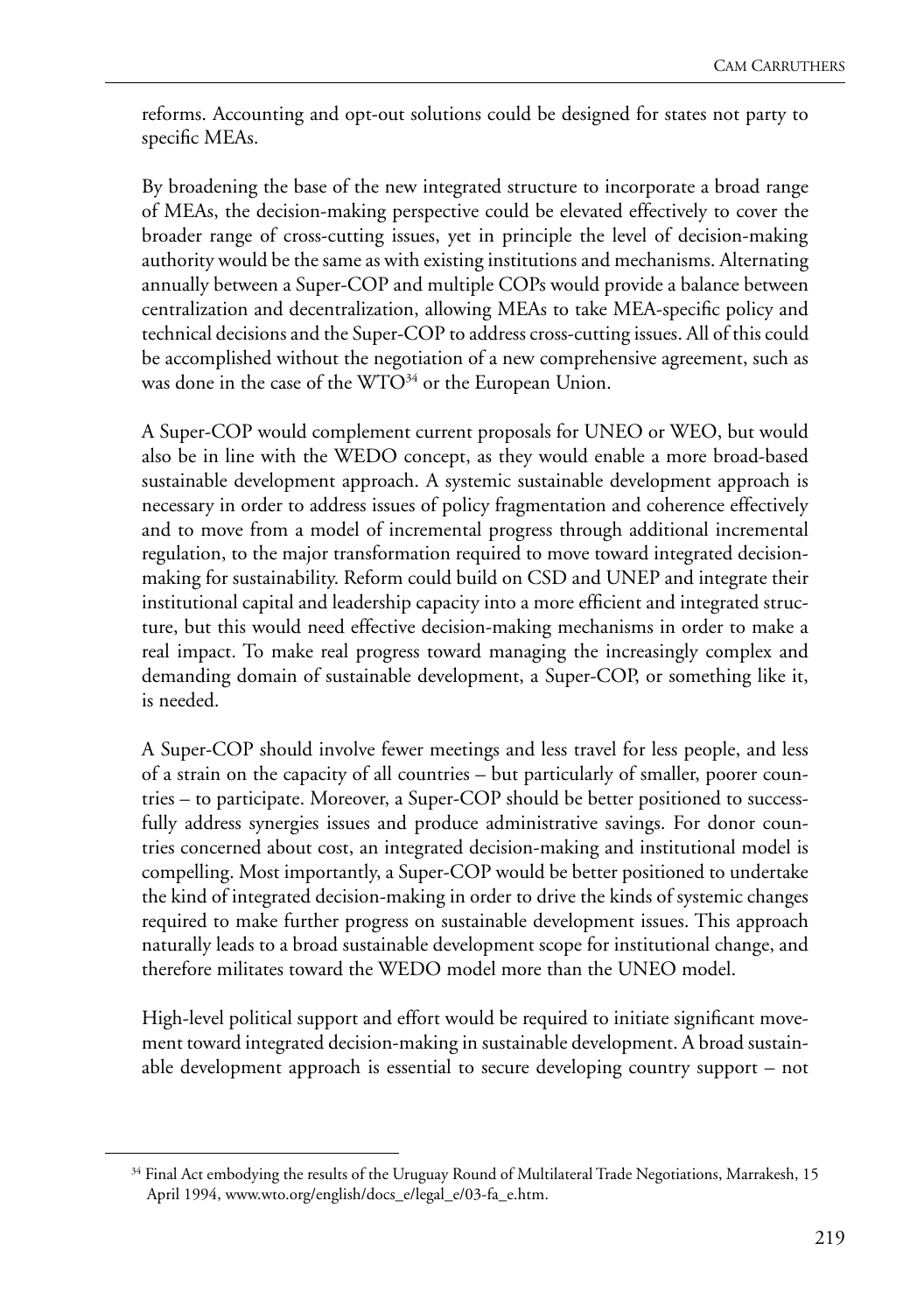reforms. Accounting and opt-out solutions could be designed for states not party to specific MEAs.

By broadening the base of the new integrated structure to incorporate a broad range of MEAs, the decision-making perspective could be elevated effectively to cover the broader range of cross-cutting issues, yet in principle the level of decision-making authority would be the same as with existing institutions and mechanisms. Alternating annually between a Super-COP and multiple COPs would provide a balance between centralization and decentralization, allowing MEAs to take MEA-specific policy and technical decisions and the Super-COP to address cross-cutting issues. All of this could be accomplished without the negotiation of a new comprehensive agreement, such as was done in the case of the WTO[34] or the European Union.

A Super-COP would complement current proposals for UNEO or WEO, but would also be in line with the WEDO concept, as they would enable a more broad-based sustainable development approach. A systemic sustainable development approach is necessary in order to address issues of policy fragmentation and coherence effectively and to move from a model of incremental progress through additional incremental regulation, to the major transformation required to move toward integrated decision-making for sustainability. Reform could build on CSD and UNEP and integrate their institutional capital and leadership capacity into a more efficient and integrated structure, but this would need effective decision-making mechanisms in order to make a real impact. To make real progress toward managing the increasingly complex and demanding domain of sustainable development, a Super-COP, or something like it, is needed.

A Super-COP should involve fewer meetings and less travel for less people, and less of a strain on the capacity of all countries – but particularly of smaller, poorer countries – to participate. Moreover, a Super-COP should be better positioned to successfully address synergies issues and produce administrative savings. For donor countries concerned about cost, an integrated decision-making and institutional model is compelling. Most importantly, a Super-COP would be better positioned to undertake the kind of integrated decision-making in order to drive the kinds of systemic changes required to make further progress on sustainable development issues. This approach naturally leads to a broad sustainable development scope for institutional change, and therefore militates toward the WEDO model more than the UNEO model.

High-level political support and effort would be required to initiate significant movement toward integrated decision-making in sustainable development. A broad sustainable development approach is essential to secure developing country support – not

[34] Final Act embodying the results of the Uruguay Round of Multilateral Trade Negotiations, Marrakesh, 15 April 1994, www.wto.org/english/docs_e/legal_e/03-fa_e.htm.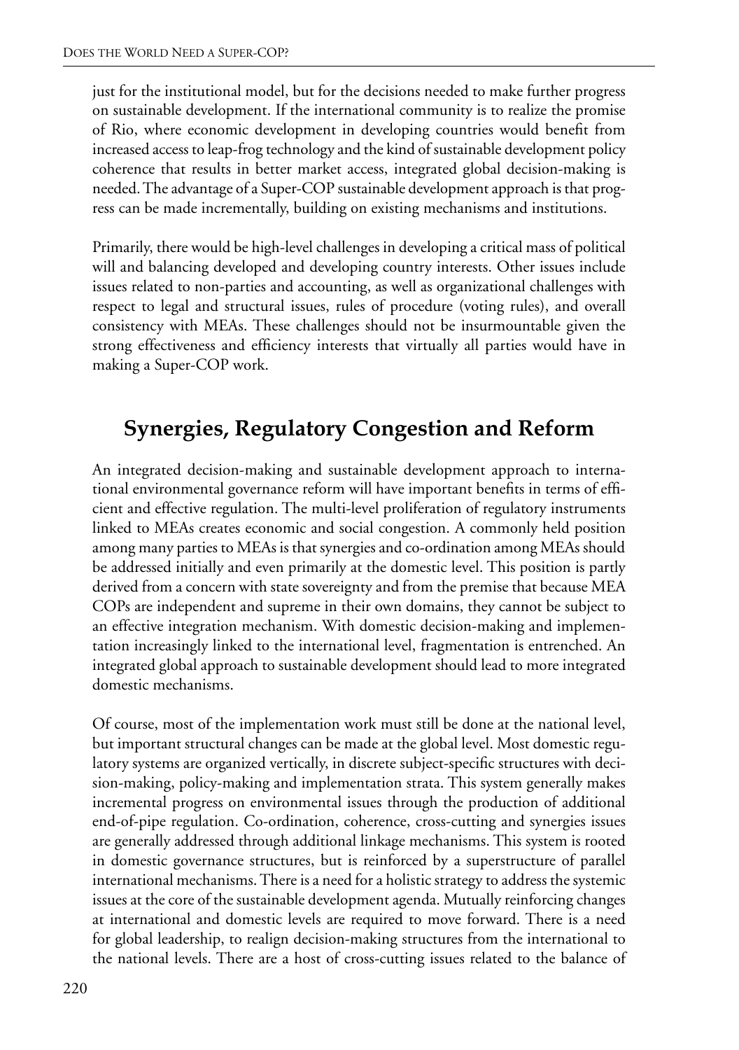just for the institutional model, but for the decisions needed to make further progress on sustainable development. If the international community is to realize the promise of Rio, where economic development in developing countries would benefit from increased access to leap-frog technology and the kind of sustainable development policy coherence that results in better market access, integrated global decision-making is needed. The advantage of a Super-COP sustainable development approach is that progress can be made incrementally, building on existing mechanisms and institutions.

Primarily, there would be high-level challenges in developing a critical mass of political will and balancing developed and developing country interests. Other issues include issues related to non-parties and accounting, as well as organizational challenges with respect to legal and structural issues, rules of procedure (voting rules), and overall consistency with MEAs. These challenges should not be insurmountable given the strong effectiveness and efficiency interests that virtually all parties would have in making a Super-COP work.

## Synergies, Regulatory Congestion and Reform

An integrated decision-making and sustainable development approach to international environmental governance reform will have important benefits in terms of efficient and effective regulation. The multi-level proliferation of regulatory instruments linked to MEAs creates economic and social congestion. A commonly held position among many parties to MEAs is that synergies and co-ordination among MEAs should be addressed initially and even primarily at the domestic level. This position is partly derived from a concern with state sovereignty and from the premise that because MEA COPs are independent and supreme in their own domains, they cannot be subject to an effective integration mechanism. With domestic decision-making and implementation increasingly linked to the international level, fragmentation is entrenched. An integrated global approach to sustainable development should lead to more integrated domestic mechanisms.

Of course, most of the implementation work must still be done at the national level, but important structural changes can be made at the global level. Most domestic regulatory systems are organized vertically, in discrete subject-specific structures with decision-making, policy-making and implementation strata. This system generally makes incremental progress on environmental issues through the production of additional end-of-pipe regulation. Co-ordination, coherence, cross-cutting and synergies issues are generally addressed through additional linkage mechanisms. This system is rooted in domestic governance structures, but is reinforced by a superstructure of parallel international mechanisms. There is a need for a holistic strategy to address the systemic issues at the core of the sustainable development agenda. Mutually reinforcing changes at international and domestic levels are required to move forward. There is a need for global leadership, to realign decision-making structures from the international to the national levels. There are a host of cross-cutting issues related to the balance of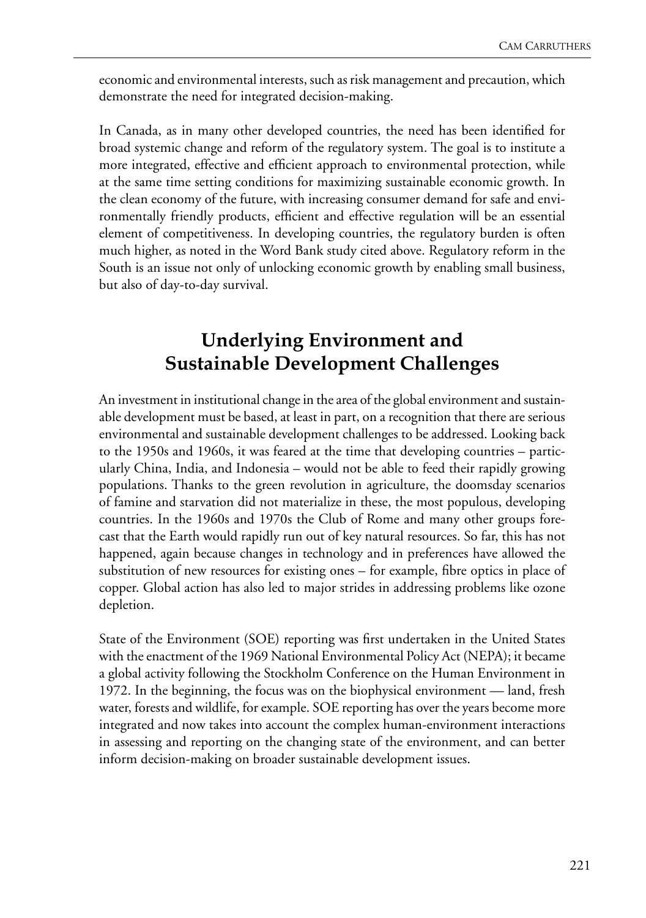economic and environmental interests, such as risk management and precaution, which demonstrate the need for integrated decision-making.

In Canada, as in many other developed countries, the need has been identified for broad systemic change and reform of the regulatory system. The goal is to institute a more integrated, effective and efficient approach to environmental protection, while at the same time setting conditions for maximizing sustainable economic growth. In the clean economy of the future, with increasing consumer demand for safe and environmentally friendly products, efficient and effective regulation will be an essential element of competitiveness. In developing countries, the regulatory burden is often much higher, as noted in the Word Bank study cited above. Regulatory reform in the South is an issue not only of unlocking economic growth by enabling small business, but also of day-to-day survival.

## Underlying Environment and Sustainable Development Challenges

An investment in institutional change in the area of the global environment and sustainable development must be based, at least in part, on a recognition that there are serious environmental and sustainable development challenges to be addressed. Looking back to the 1950s and 1960s, it was feared at the time that developing countries – particularly China, India, and Indonesia – would not be able to feed their rapidly growing populations. Thanks to the green revolution in agriculture, the doomsday scenarios of famine and starvation did not materialize in these, the most populous, developing countries. In the 1960s and 1970s the Club of Rome and many other groups forecast that the Earth would rapidly run out of key natural resources. So far, this has not happened, again because changes in technology and in preferences have allowed the substitution of new resources for existing ones – for example, fibre optics in place of copper. Global action has also led to major strides in addressing problems like ozone depletion.

State of the Environment (SOE) reporting was first undertaken in the United States with the enactment of the 1969 National Environmental Policy Act (NEPA); it became a global activity following the Stockholm Conference on the Human Environment in 1972. In the beginning, the focus was on the biophysical environment — land, fresh water, forests and wildlife, for example. SOE reporting has over the years become more integrated and now takes into account the complex human-environment interactions in assessing and reporting on the changing state of the environment, and can better inform decision-making on broader sustainable development issues.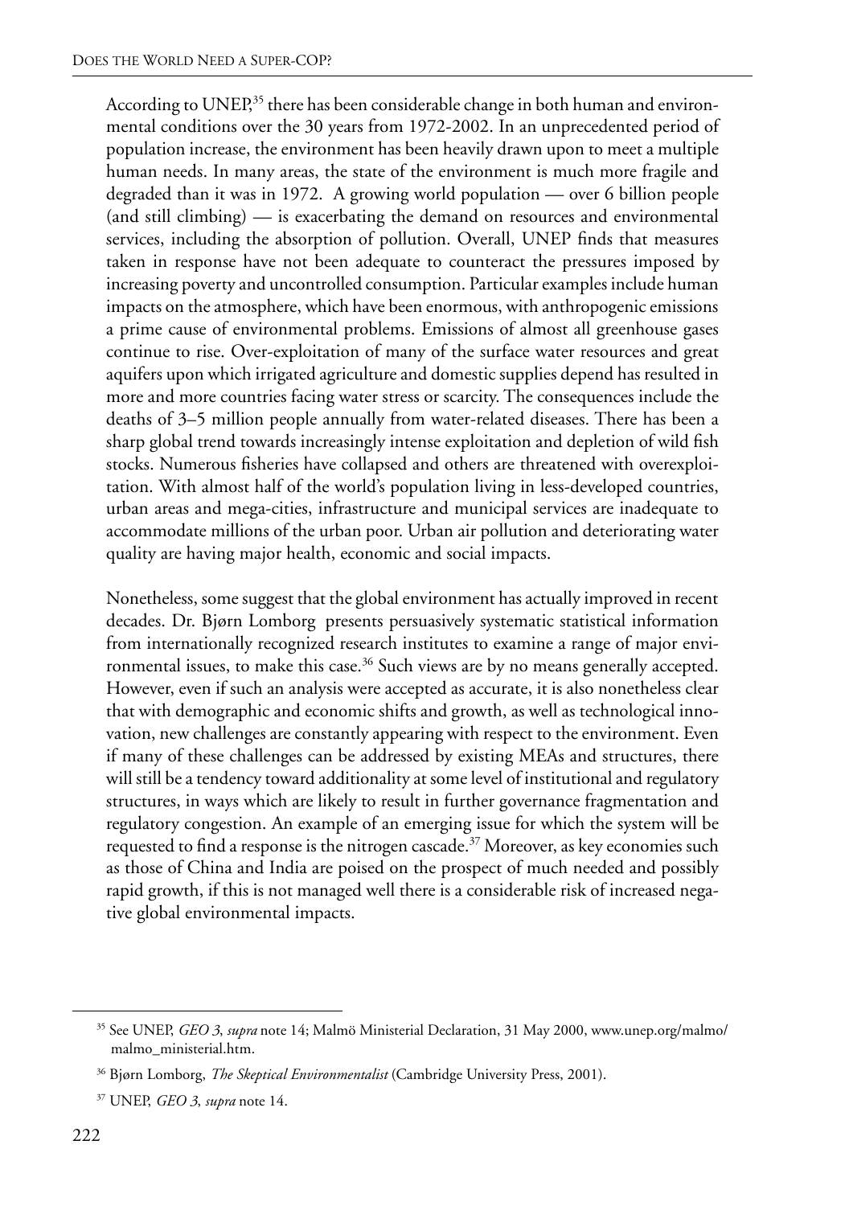According to UNEP,[35] there has been considerable change in both human and environmental conditions over the 30 years from 1972-2002. In an unprecedented period of population increase, the environment has been heavily drawn upon to meet a multiple human needs. In many areas, the state of the environment is much more fragile and degraded than it was in 1972. A growing world population — over 6 billion people (and still climbing) — is exacerbating the demand on resources and environmental services, including the absorption of pollution. Overall, UNEP finds that measures taken in response have not been adequate to counteract the pressures imposed by increasing poverty and uncontrolled consumption. Particular examples include human impacts on the atmosphere, which have been enormous, with anthropogenic emissions a prime cause of environmental problems. Emissions of almost all greenhouse gases continue to rise. Over-exploitation of many of the surface water resources and great aquifers upon which irrigated agriculture and domestic supplies depend has resulted in more and more countries facing water stress or scarcity. The consequences include the deaths of 3–5 million people annually from water-related diseases. There has been a sharp global trend towards increasingly intense exploitation and depletion of wild fish stocks. Numerous fisheries have collapsed and others are threatened with overexploitation. With almost half of the world's population living in less-developed countries, urban areas and mega-cities, infrastructure and municipal services are inadequate to accommodate millions of the urban poor. Urban air pollution and deteriorating water quality are having major health, economic and social impacts.

Nonetheless, some suggest that the global environment has actually improved in recent decades. Dr. Bjørn Lomborg presents persuasively systematic statistical information from internationally recognized research institutes to examine a range of major environmental issues, to make this case.[36] Such views are by no means generally accepted. However, even if such an analysis were accepted as accurate, it is also nonetheless clear that with demographic and economic shifts and growth, as well as technological innovation, new challenges are constantly appearing with respect to the environment. Even if many of these challenges can be addressed by existing MEAs and structures, there will still be a tendency toward additionality at some level of institutional and regulatory structures, in ways which are likely to result in further governance fragmentation and regulatory congestion. An example of an emerging issue for which the system will be requested to find a response is the nitrogen cascade.[37] Moreover, as key economies such as those of China and India are poised on the prospect of much needed and possibly rapid growth, if this is not managed well there is a considerable risk of increased negative global environmental impacts.

---

[35] See UNEP, *GEO 3*, *supra* note 14; Malmö Ministerial Declaration, 31 May 2000, www.unep.org/malmo/malmo_ministerial.htm.

[36] Bjørn Lomborg, *The Skeptical Environmentalist* (Cambridge University Press, 2001).

[37] UNEP, *GEO 3*, *supra* note 14.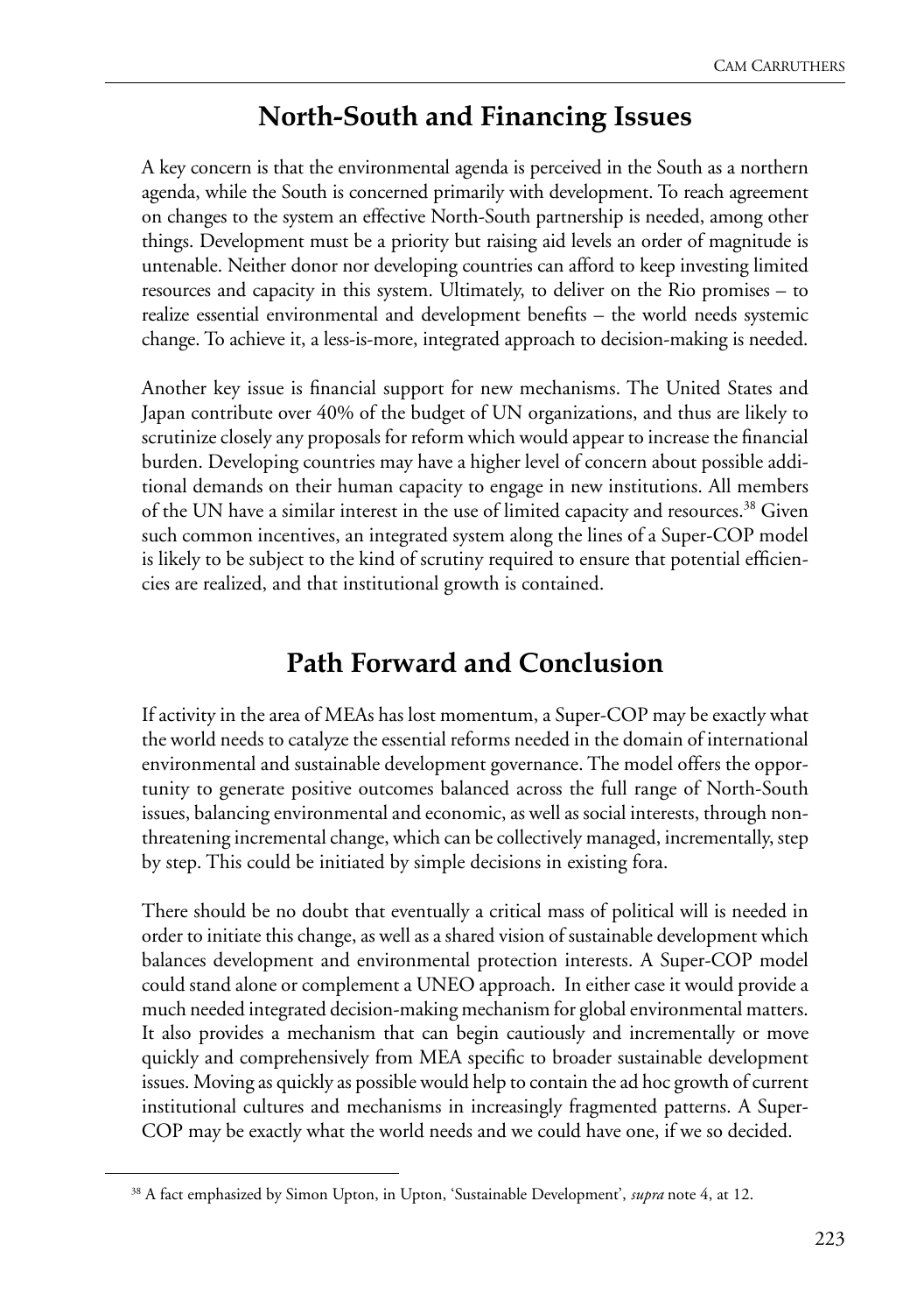## North-South and Financing Issues

A key concern is that the environmental agenda is perceived in the South as a northern agenda, while the South is concerned primarily with development. To reach agreement on changes to the system an effective North-South partnership is needed, among other things. Development must be a priority but raising aid levels an order of magnitude is untenable. Neither donor nor developing countries can afford to keep investing limited resources and capacity in this system. Ultimately, to deliver on the Rio promises – to realize essential environmental and development benefits – the world needs systemic change. To achieve it, a less-is-more, integrated approach to decision-making is needed.

Another key issue is financial support for new mechanisms. The United States and Japan contribute over 40% of the budget of UN organizations, and thus are likely to scrutinize closely any proposals for reform which would appear to increase the financial burden. Developing countries may have a higher level of concern about possible additional demands on their human capacity to engage in new institutions. All members of the UN have a similar interest in the use of limited capacity and resources.[38] Given such common incentives, an integrated system along the lines of a Super-COP model is likely to be subject to the kind of scrutiny required to ensure that potential efficiencies are realized, and that institutional growth is contained.

## Path Forward and Conclusion

If activity in the area of MEAs has lost momentum, a Super-COP may be exactly what the world needs to catalyze the essential reforms needed in the domain of international environmental and sustainable development governance. The model offers the opportunity to generate positive outcomes balanced across the full range of North-South issues, balancing environmental and economic, as well as social interests, through non-threatening incremental change, which can be collectively managed, incrementally, step by step. This could be initiated by simple decisions in existing fora.

There should be no doubt that eventually a critical mass of political will is needed in order to initiate this change, as well as a shared vision of sustainable development which balances development and environmental protection interests. A Super-COP model could stand alone or complement a UNEO approach. In either case it would provide a much needed integrated decision-making mechanism for global environmental matters. It also provides a mechanism that can begin cautiously and incrementally or move quickly and comprehensively from MEA specific to broader sustainable development issues. Moving as quickly as possible would help to contain the ad hoc growth of current institutional cultures and mechanisms in increasingly fragmented patterns. A Super-COP may be exactly what the world needs and we could have one, if we so decided.

---

[38] A fact emphasized by Simon Upton, in Upton, 'Sustainable Development', *supra* note 4, at 12.